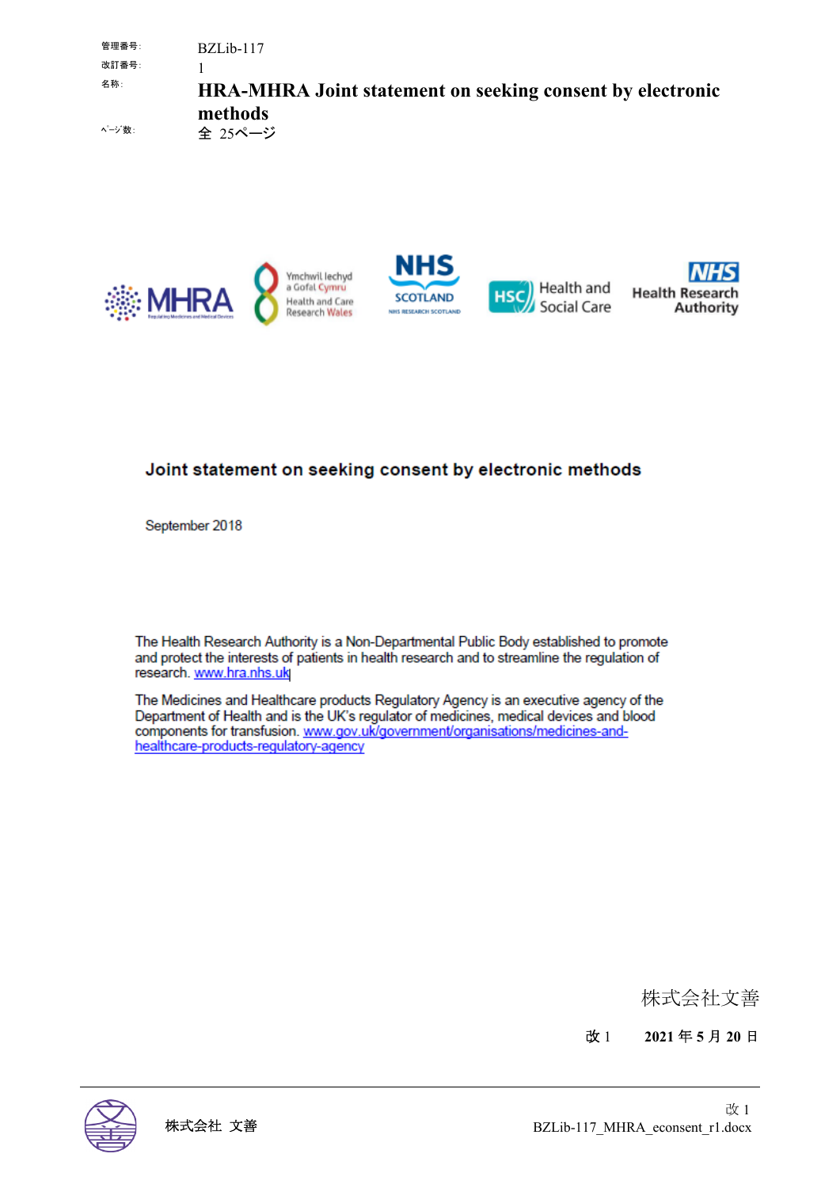管理番号: BZLib-117

改訂番号: 1

名称: **HRA-MHRA Joint statement on seeking consent by electronic methods**

ﾍﾟｰｼﾞ数: 全 25ページ

# Joint statement on seeking consent by electronic methods

September 2018

The Health Research Authority is a Non-Departmental Public Body established to promote and protect the interests of patients in health research and to streamline the regulation of research. www.hra.nhs.uk

The Medicines and Healthcare products Regulatory Agency is an executive agency of the Department of Health and is the UK's regulator of medicines, medical devices and blood components for transfusion. www.gov.uk/government/organisations/medicines-and-healthcare-products-regulatory-agency

株式会社文善

改 1　　**2021 年 5 月 20 日**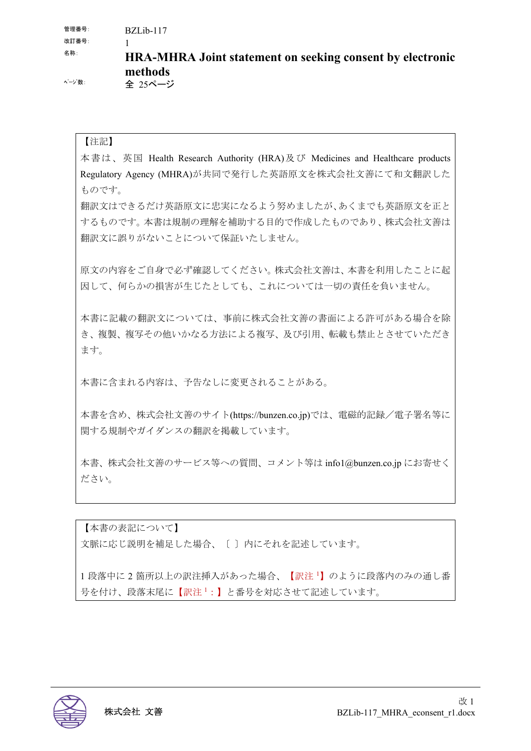管理番号: BZLib-117
改訂番号: 1
名称: **HRA-MHRA Joint statement on seeking consent by electronic methods**
ページ数: 全 25ページ

【注記】

本書は、英国 Health Research Authority (HRA)及び Medicines and Healthcare products Regulatory Agency (MHRA)が共同で発行した英語原文を株式会社文善にて和文翻訳したものです。

翻訳文はできるだけ英語原文に忠実になるよう努めましたが、あくまでも英語原文を正とするものです。本書は規制の理解を補助する目的で作成したものであり、株式会社文善は翻訳文に誤りがないことについて保証いたしません。

原文の内容をご自身で必ず確認してください。株式会社文善は、本書を利用したことに起因して、何らかの損害が生じたとしても、これについては一切の責任を負いません。

本書に記載の翻訳文については、事前に株式会社文善の書面による許可がある場合を除き、複製、複写その他いかなる方法による複写、及び引用、転載も禁止とさせていただきます。

本書に含まれる内容は、予告なしに変更されることがある。

本書を含め、株式会社文善のサイト(https://bunzen.co.jp)では、電磁的記録／電子署名等に関する規制やガイダンスの翻訳を掲載しています。

本書、株式会社文善のサービス等への質問、コメント等は info1@bunzen.co.jp にお寄せください。

【本書の表記について】

文脈に応じ説明を補足した場合、〔 〕内にそれを記述しています。

1 段落中に 2 箇所以上の訳注挿入があった場合、【訳注[1]】のように段落内のみの通し番号を付け、段落末尾に【訳注[1]：】と番号を対応させて記述しています。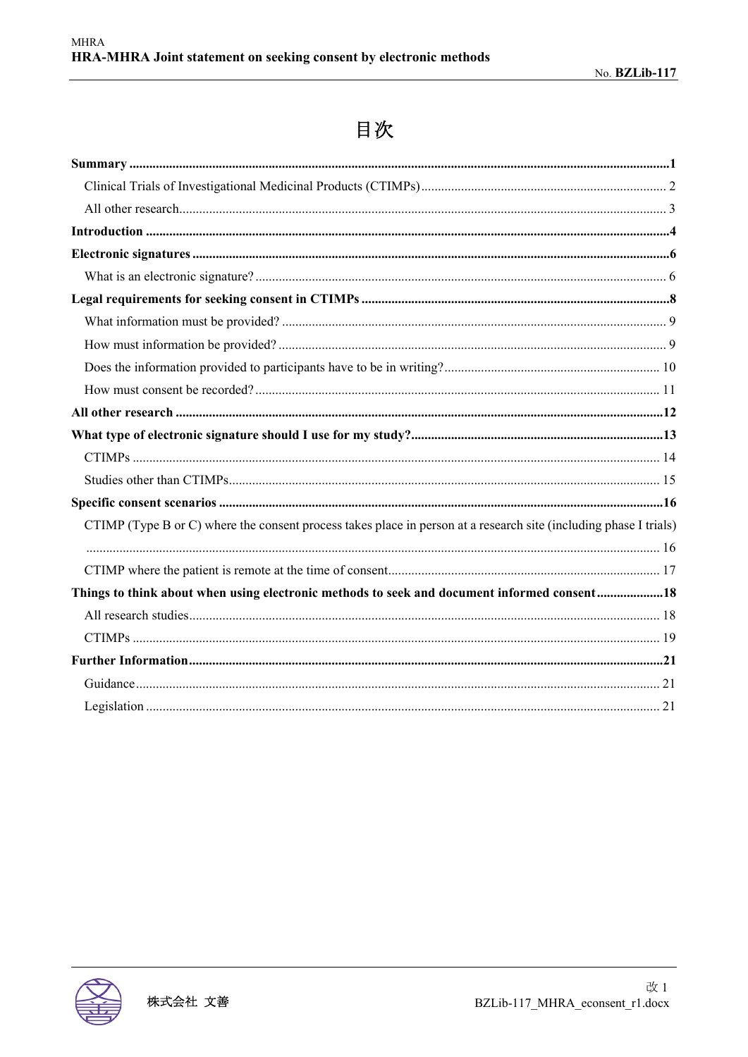# 目次

**Summary** **1**

- Clinical Trials of Investigational Medicinal Products (CTIMPs) 2
- All other research 3

**Introduction** **4**

**Electronic signatures** **6**

- What is an electronic signature? 6

**Legal requirements for seeking consent in CTIMPs** **8**

- What information must be provided? 9
- How must information be provided? 9
- Does the information provided to participants have to be in writing? 10
- How must consent be recorded? 11

**All other research** **12**

**What type of electronic signature should I use for my study?** **13**

- CTIMPs 14
- Studies other than CTIMPs 15

**Specific consent scenarios** **16**

- CTIMP (Type B or C) where the consent process takes place in person at a research site (including phase I trials) 16
- CTIMP where the patient is remote at the time of consent 17

**Things to think about when using electronic methods to seek and document informed consent** **18**

- All research studies 18
- CTIMPs 19

**Further Information** **21**

- Guidance 21
- Legislation 21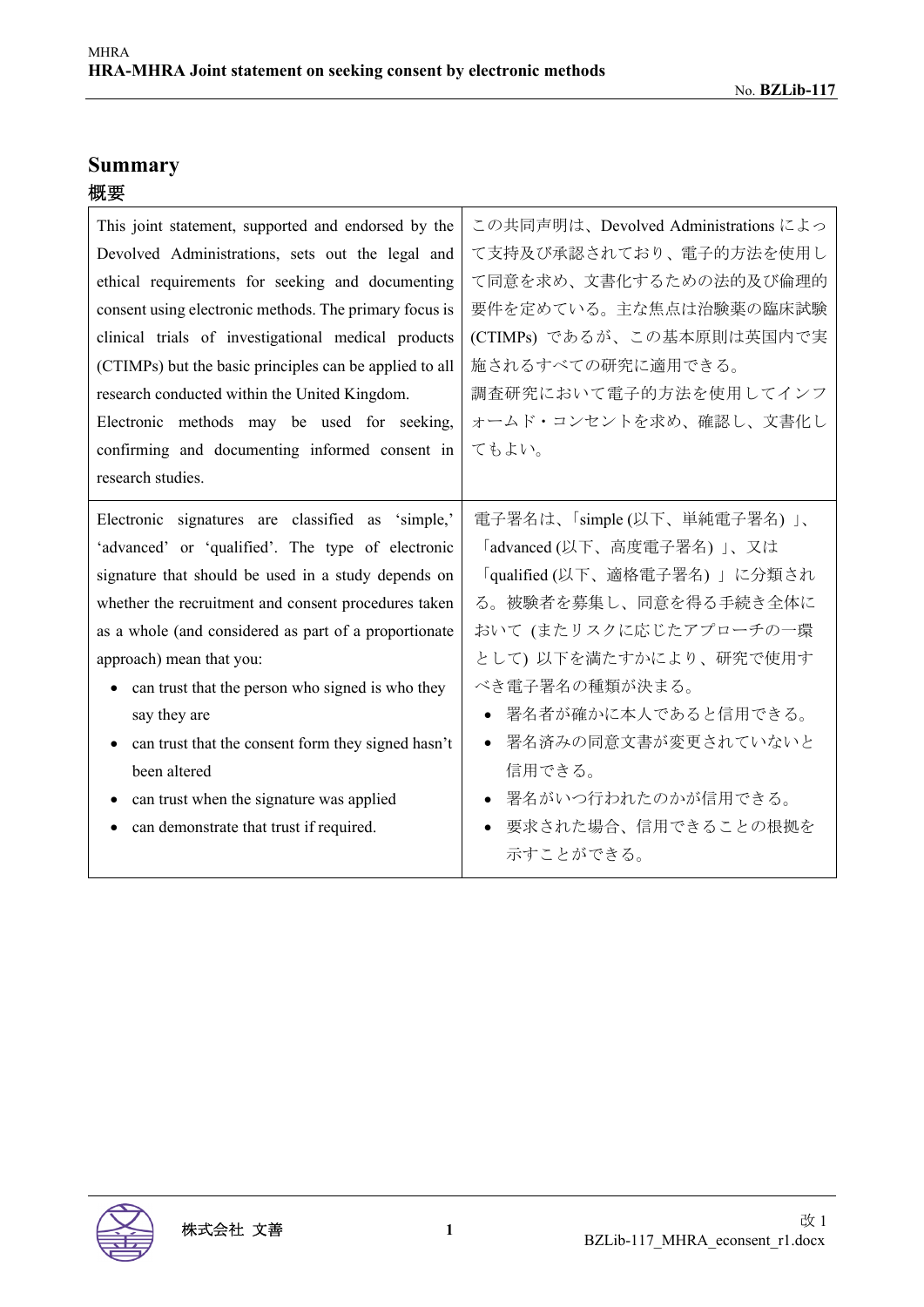# Summary
# 概要

| | |
|---|---|
| This joint statement, supported and endorsed by the Devolved Administrations, sets out the legal and ethical requirements for seeking and documenting consent using electronic methods. The primary focus is clinical trials of investigational medical products (CTIMPs) but the basic principles can be applied to all research conducted within the United Kingdom.<br>Electronic methods may be used for seeking, confirming and documenting informed consent in research studies. | この共同声明は、Devolved Administrations によって支持及び承認されており、電子的方法を使用して同意を求め、文書化するための法的及び倫理的要件を定めている。主な焦点は治験薬の臨床試験 (CTIMPs) であるが、この基本原則は英国内で実施されるすべての研究に適用できる。<br>調査研究において電子的方法を使用してインフォームド・コンセントを求め、確認し、文書化してもよい。 |
| Electronic signatures are classified as 'simple,' 'advanced' or 'qualified'. The type of electronic signature that should be used in a study depends on whether the recruitment and consent procedures taken as a whole (and considered as part of a proportionate approach) mean that you:<br>• can trust that the person who signed is who they say they are<br>• can trust that the consent form they signed hasn't been altered<br>• can trust when the signature was applied<br>• can demonstrate that trust if required. | 電子署名は、「simple (以下、単純電子署名) 」、「advanced (以下、高度電子署名) 」、又は「qualified (以下、適格電子署名) 」に分類される。被験者を募集し、同意を得る手続き全体において (またリスクに応じたアプローチの一環として) 以下を満たすかにより、研究で使用すべき電子署名の種類が決まる。<br>• 署名者が確かに本人であると信用できる。<br>• 署名済みの同意文書が変更されていないと信用できる。<br>• 署名がいつ行われたのかが信用できる。<br>• 要求された場合、信用できることの根拠を示すことができる。 |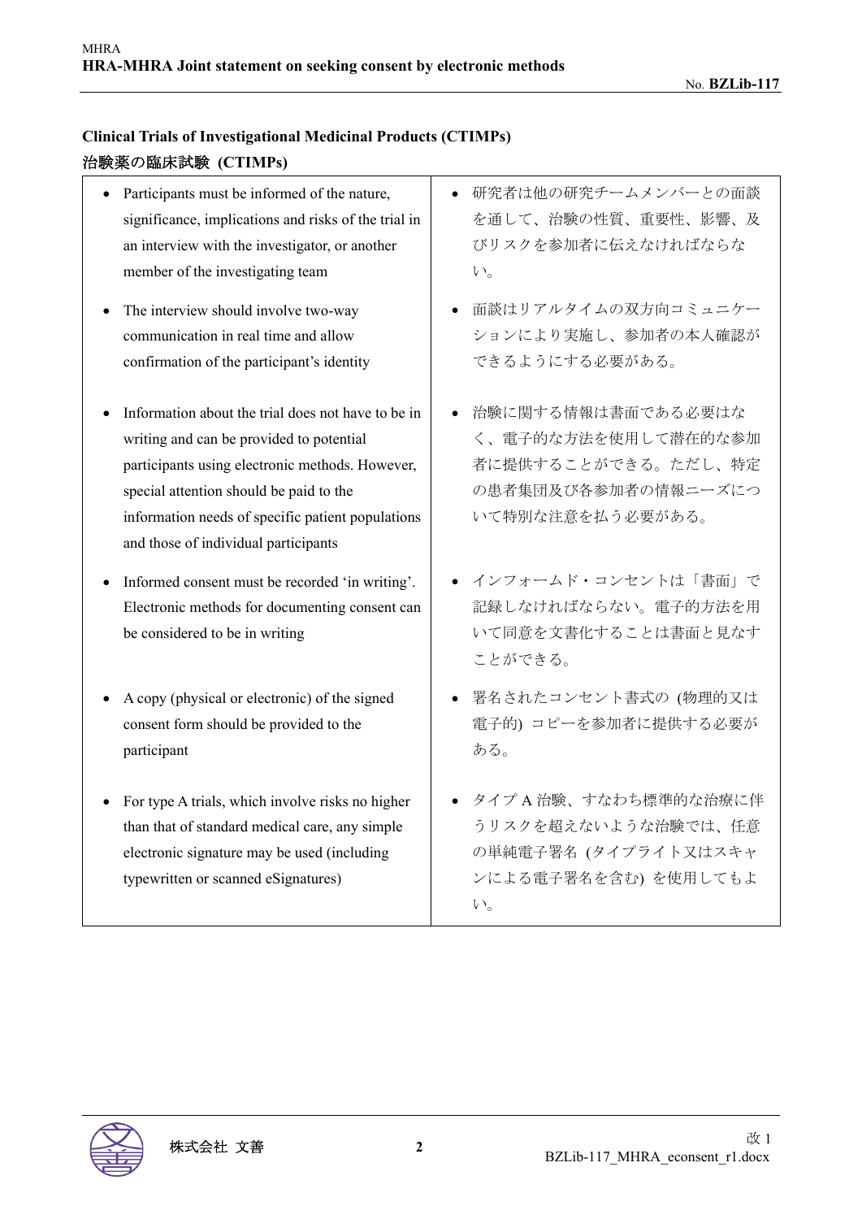**Clinical Trials of Investigational Medicinal Products (CTIMPs)**

**治験薬の臨床試験 (CTIMPs)**

| English | 日本語 |
|---|---|
| • Participants must be informed of the nature, significance, implications and risks of the trial in an interview with the investigator, or another member of the investigating team | • 研究者は他の研究チームメンバーとの面談を通して、治験の性質、重要性、影響、及びリスクを参加者に伝えなければならない。 |
| • The interview should involve two-way communication in real time and allow confirmation of the participant's identity | • 面談はリアルタイムの双方向コミュニケーションにより実施し、参加者の本人確認ができるようにする必要がある。 |
| • Information about the trial does not have to be in writing and can be provided to potential participants using electronic methods. However, special attention should be paid to the information needs of specific patient populations and those of individual participants | • 治験に関する情報は書面である必要はなく、電子的な方法を使用して潜在的な参加者に提供することができる。ただし、特定の患者集団及び各参加者の情報ニーズについて特別な注意を払う必要がある。 |
| • Informed consent must be recorded 'in writing'. Electronic methods for documenting consent can be considered to be in writing | • インフォームド・コンセントは「書面」で記録しなければならない。電子的方法を用いて同意を文書化することは書面と見なすことができる。 |
| • A copy (physical or electronic) of the signed consent form should be provided to the participant | • 署名されたコンセント書式の (物理的又は電子的) コピーを参加者に提供する必要がある。 |
| • For type A trials, which involve risks no higher than that of standard medical care, any simple electronic signature may be used (including typewritten or scanned eSignatures) | • タイプ A 治験、すなわち標準的な治療に伴うリスクを超えないような治験では、任意の単純電子署名 (タイプライト又はスキャンによる電子署名を含む) を使用してもよい。 |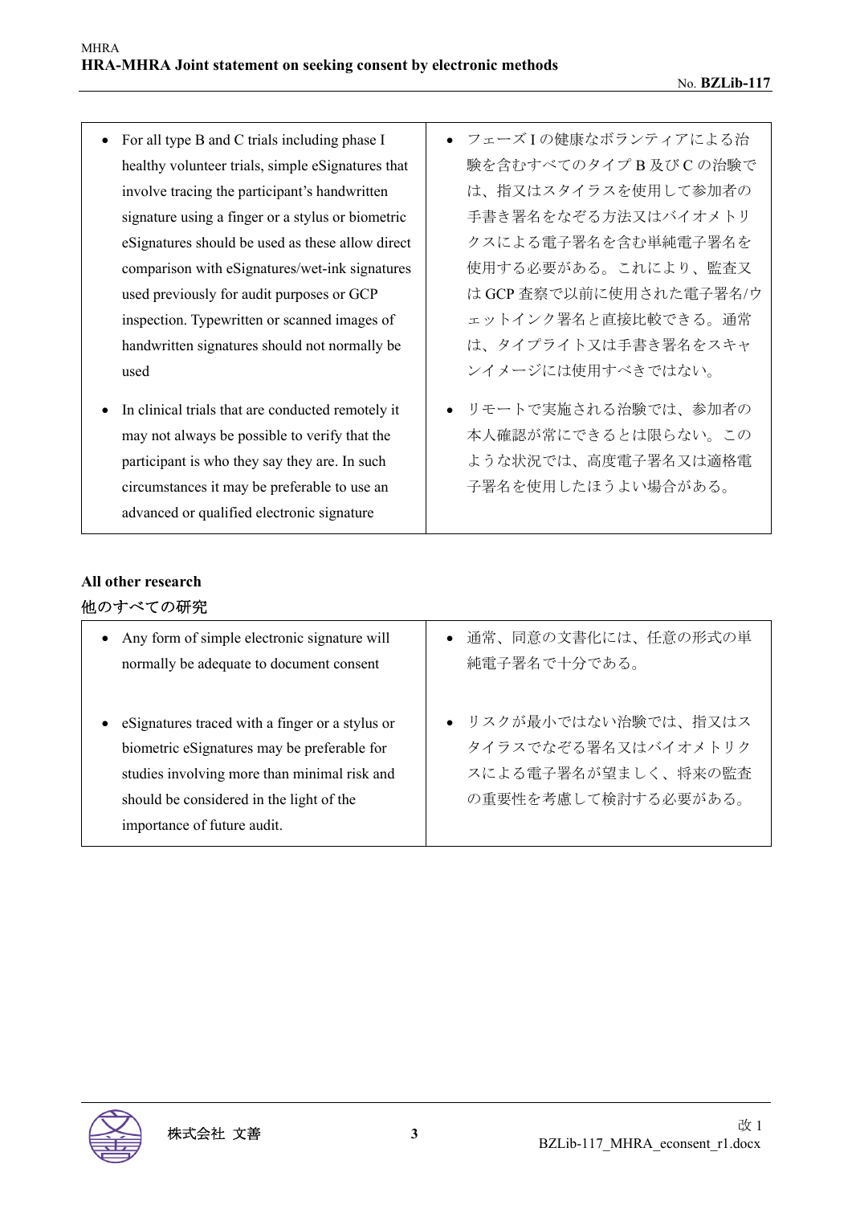| | |
|---|---|
| • For all type B and C trials including phase I healthy volunteer trials, simple eSignatures that involve tracing the participant's handwritten signature using a finger or a stylus or biometric eSignatures should be used as these allow direct comparison with eSignatures/wet-ink signatures used previously for audit purposes or GCP inspection. Typewritten or scanned images of handwritten signatures should not normally be used | • フェーズＩの健康なボランティアによる治験を含むすべてのタイプ B 及び C の治験では、指又はスタイラスを使用して参加者の手書き署名をなぞる方法又はバイオメトリクスによる電子署名を含む単純電子署名を使用する必要がある。これにより、監査又は GCP 査察で以前に使用された電子署名/ウェットインク署名と直接比較できる。通常は、タイプライト又は手書き署名をスキャンイメージには使用すべきではない。 |
| • In clinical trials that are conducted remotely it may not always be possible to verify that the participant is who they say they are. In such circumstances it may be preferable to use an advanced or qualified electronic signature | • リモートで実施される治験では、参加者の本人確認が常にできるとは限らない。このような状況では、高度電子署名又は適格電子署名を使用したほうよい場合がある。 |

**All other research**

他のすべての研究

| | |
|---|---|
| • Any form of simple electronic signature will normally be adequate to document consent | • 通常、同意の文書化には、任意の形式の単純電子署名で十分である。 |
| • eSignatures traced with a finger or a stylus or biometric eSignatures may be preferable for studies involving more than minimal risk and should be considered in the light of the importance of future audit. | • リスクが最小ではない治験では、指又はスタイラスでなぞる署名又はバイオメトリクスによる電子署名が望ましく、将来の監査の重要性を考慮して検討する必要がある。 |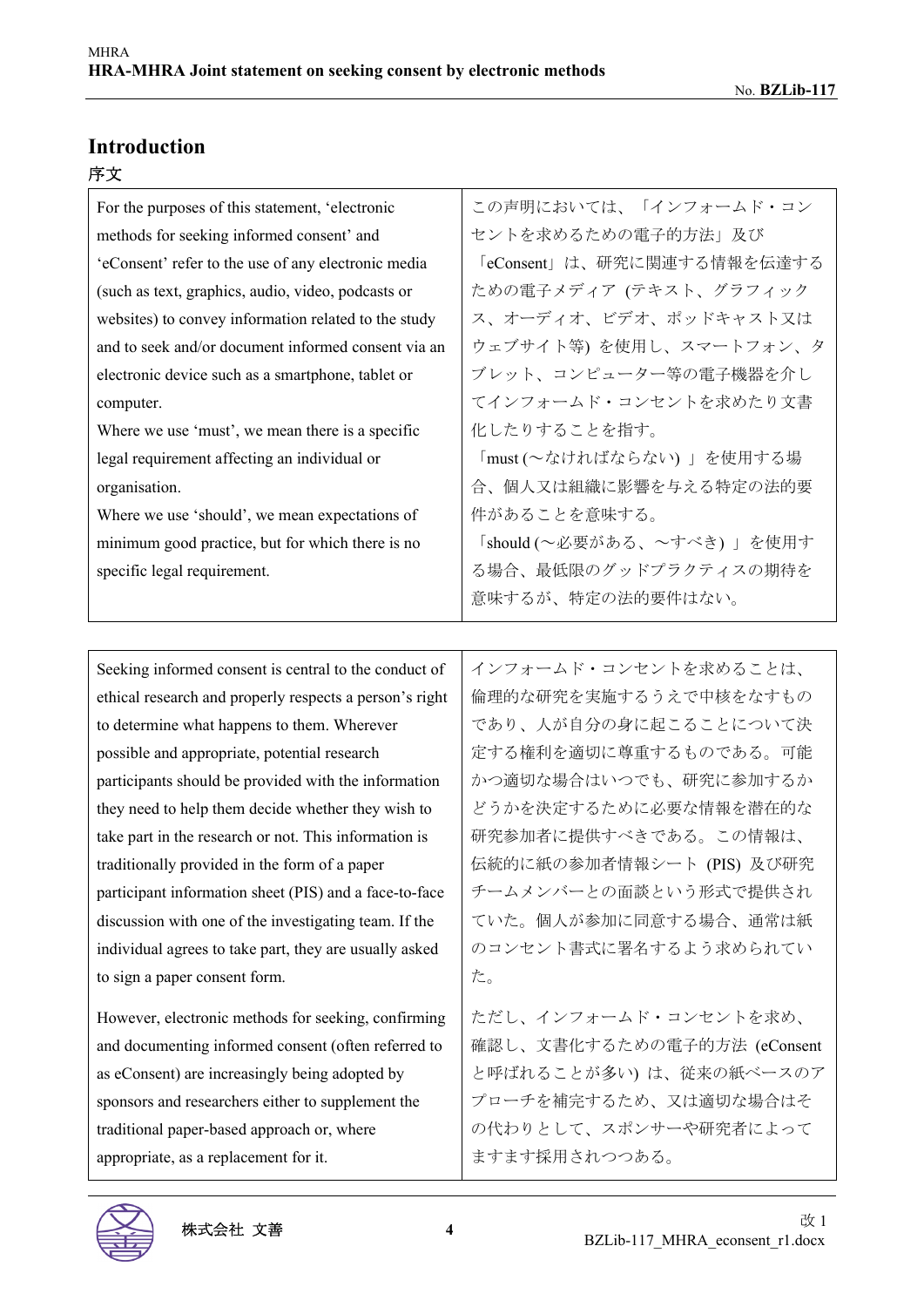# Introduction

## 序文

| For the purposes of this statement, 'electronic methods for seeking informed consent' and 'eConsent' refer to the use of any electronic media (such as text, graphics, audio, video, podcasts or websites) to convey information related to the study and to seek and/or document informed consent via an electronic device such as a smartphone, tablet or computer.<br>Where we use 'must', we mean there is a specific legal requirement affecting an individual or organisation.<br>Where we use 'should', we mean expectations of minimum good practice, but for which there is no specific legal requirement. | この声明においては、「インフォームド・コンセントを求めるための電子的方法」及び「eConsent」は、研究に関連する情報を伝達するための電子メディア (テキスト、グラフィックス、オーディオ、ビデオ、ポッドキャスト又はウェブサイト等) を使用し、スマートフォン、タブレット、コンピューター等の電子機器を介してインフォームド・コンセントを求めたり文書化したりすることを指す。<br>「must (～なければならない) 」を使用する場合、個人又は組織に影響を与える特定の法的要件があることを意味する。<br>「should (～必要がある、～すべき) 」を使用する場合、最低限のグッドプラクティスの期待を意味するが、特定の法的要件はない。 |
|---|---|

| Seeking informed consent is central to the conduct of ethical research and properly respects a person's right to determine what happens to them. Wherever possible and appropriate, potential research participants should be provided with the information they need to help them decide whether they wish to take part in the research or not. This information is traditionally provided in the form of a paper participant information sheet (PIS) and a face-to-face discussion with one of the investigating team. If the individual agrees to take part, they are usually asked to sign a paper consent form. | インフォームド・コンセントを求めることは、倫理的な研究を実施するうえで中核をなすものであり、人が自分の身に起こることについて決定する権利を適切に尊重するものである。可能かつ適切な場合はいつでも、研究に参加するかどうかを決定するために必要な情報を潜在的な研究参加者に提供すべきである。この情報は、伝統的に紙の参加者情報シート (PIS) 及び研究チームメンバーとの面談という形式で提供されていた。個人が参加に同意する場合、通常は紙のコンセント書式に署名するよう求められていた。 |
|---|---|
| However, electronic methods for seeking, confirming and documenting informed consent (often referred to as eConsent) are increasingly being adopted by sponsors and researchers either to supplement the traditional paper-based approach or, where appropriate, as a replacement for it. | ただし、インフォームド・コンセントを求め、確認し、文書化するための電子的方法 (eConsent と呼ばれることが多い) は、従来の紙ベースのアプローチを補完するため、又は適切な場合はその代わりとして、スポンサーや研究者によってますます採用されつつある。 |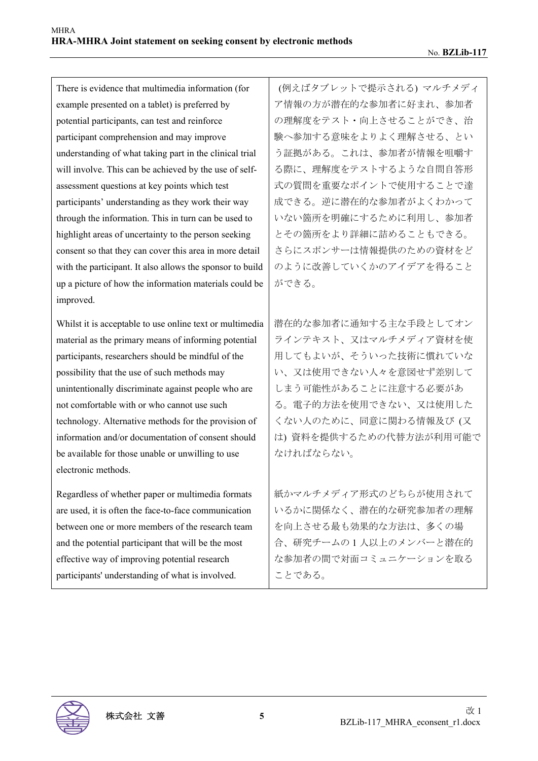| There is evidence that multimedia information (for example presented on a tablet) is preferred by potential participants, can test and reinforce participant comprehension and may improve understanding of what taking part in the clinical trial will involve. This can be achieved by the use of self-assessment questions at key points which test participants' understanding as they work their way through the information. This in turn can be used to highlight areas of uncertainty to the person seeking consent so that they can cover this area in more detail with the participant. It also allows the sponsor to build up a picture of how the information materials could be improved. | (例えばタブレットで提示される) マルチメディア情報の方が潜在的な参加者に好まれ、参加者の理解度をテスト・向上させることができ、治験へ参加する意味をよりよく理解させる、という証拠がある。これは、参加者が情報を咀嚼する際に、理解度をテストするような自問自答形式の質問を重要なポイントで使用することで達成できる。逆に潜在的な参加者がよくわかっていない箇所を明確にするために利用し、参加者とその箇所をより詳細に詰めることもできる。さらにスポンサーは情報提供のための資材をどのように改善していくかのアイデアを得ることができる。 |
|---|---|
| Whilst it is acceptable to use online text or multimedia material as the primary means of informing potential participants, researchers should be mindful of the possibility that the use of such methods may unintentionally discriminate against people who are not comfortable with or who cannot use such technology. Alternative methods for the provision of information and/or documentation of consent should be available for those unable or unwilling to use electronic methods. | 潜在的な参加者に通知する主な手段としてオンラインテキスト、又はマルチメディア資材を使用してもよいが、そういった技術に慣れていない、又は使用できない人々を意図せず差別してしまう可能性があることに注意する必要がある。電子的方法を使用できない、又は使用したくない人のために、同意に関わる情報及び (又は) 資料を提供するための代替方法が利用可能でなければならない。 |
| Regardless of whether paper or multimedia formats are used, it is often the face-to-face communication between one or more members of the research team and the potential participant that will be the most effective way of improving potential research participants' understanding of what is involved. | 紙かマルチメディア形式のどちらが使用されているかに関係なく、潜在的な研究参加者の理解を向上させる最も効果的な方法は、多くの場合、研究チームの 1 人以上のメンバーと潜在的な参加者の間で対面コミュニケーションを取ることである。 |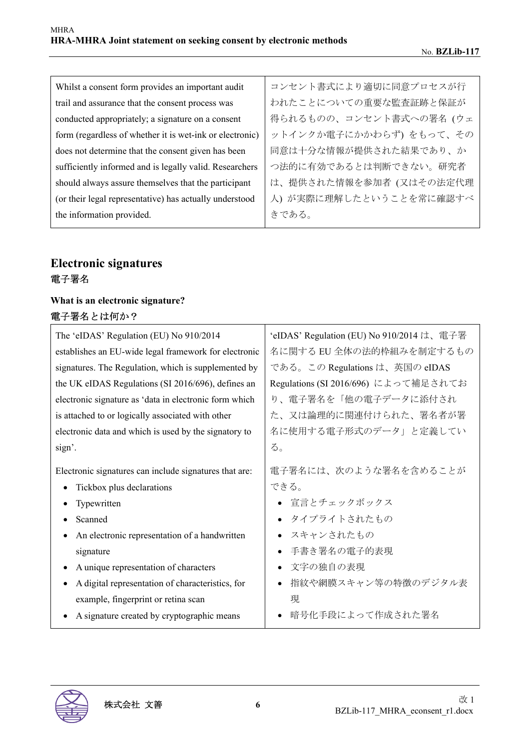| Whilst a consent form provides an important audit trail and assurance that the consent process was conducted appropriately; a signature on a consent form (regardless of whether it is wet-ink or electronic) does not determine that the consent given has been sufficiently informed and is legally valid. Researchers should always assure themselves that the participant (or their legal representative) has actually understood the information provided. | コンセント書式により適切に同意プロセスが行われたことについての重要な監査証跡と保証が得られるものの、コンセント書式への署名 (ウェットインクか電子にかかわらず) をもって、その同意は十分な情報が提供された結果であり、かつ法的に有効であるとは判断できない。研究者は、提供された情報を参加者 (又はその法定代理人) が実際に理解したということを常に確認すべきである。 |
| --- | --- |

## Electronic signatures
## 電子署名

### What is an electronic signature?
### 電子署名とは何か？

| The 'eIDAS' Regulation (EU) No 910/2014 establishes an EU-wide legal framework for electronic signatures. The Regulation, which is supplemented by the UK eIDAS Regulations (SI 2016/696), defines an electronic signature as 'data in electronic form which is attached to or logically associated with other electronic data and which is used by the signatory to sign'.<br><br>Electronic signatures can include signatures that are:<br>• Tickbox plus declarations<br>• Typewritten<br>• Scanned<br>• An electronic representation of a handwritten signature<br>• A unique representation of characters<br>• A digital representation of characteristics, for example, fingerprint or retina scan<br>• A signature created by cryptographic means | 'eIDAS' Regulation (EU) No 910/2014 は、電子署名に関する EU 全体の法的枠組みを制定するものである。この Regulations は、英国の eIDAS Regulations (SI 2016/696) によって補足されており、電子署名を「他の電子データに添付された、又は論理的に関連付けられた、署名者が署名に使用する電子形式のデータ」と定義している。<br><br>電子署名には、次のような署名を含めることができる。<br>• 宣言とチェックボックス<br>• タイプライトされたもの<br>• スキャンされたもの<br>• 手書き署名の電子的表現<br>• 文字の独自の表現<br>• 指紋や網膜スキャン等の特徴のデジタル表現<br>• 暗号化手段によって作成された署名 |
| --- | --- |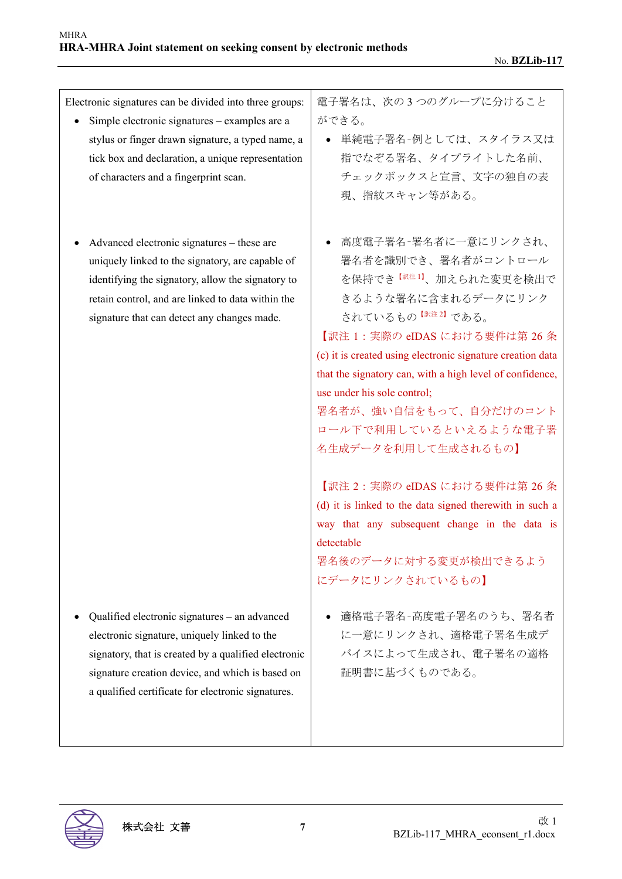| Electronic signatures can be divided into three groups: | 電子署名は、次の 3 つのグループに分けることができる。 |
|---|---|
| • Simple electronic signatures – examples are a stylus or finger drawn signature, a typed name, a tick box and declaration, a unique representation of characters and a fingerprint scan. | • 単純電子署名-例としては、スタイラス又は指でなぞる署名、タイプライトした名前、チェックボックスと宣言、文字の独自の表現、指紋スキャン等がある。 |
| • Advanced electronic signatures – these are uniquely linked to the signatory, are capable of identifying the signatory, allow the signatory to retain control, and are linked to data within the signature that can detect any changes made. | • 高度電子署名-署名者に一意にリンクされ、署名者を識別でき、署名者がコントロールを保持でき【訳注 1】、加えられた変更を検出できるような署名に含まれるデータにリンクされているもの【訳注 2】である。<br>【訳注 1：実際の eIDAS における要件は第 26 条 (c) it is created using electronic signature creation data that the signatory can, with a high level of confidence, use under his sole control;<br>署名者が、強い自信をもって、自分だけのコントロール下で利用しているといえるような電子署名生成データを利用して生成されるもの】<br><br>【訳注 2：実際の eIDAS における要件は第 26 条 (d) it is linked to the data signed therewith in such a way that any subsequent change in the data is detectable<br>署名後のデータに対する変更が検出できるようにデータにリンクされているもの】 |
| • Qualified electronic signatures – an advanced electronic signature, uniquely linked to the signatory, that is created by a qualified electronic signature creation device, and which is based on a qualified certificate for electronic signatures. | • 適格電子署名-高度電子署名のうち、署名者に一意にリンクされ、適格電子署名生成デバイスによって生成され、電子署名の適格証明書に基づくものである。 |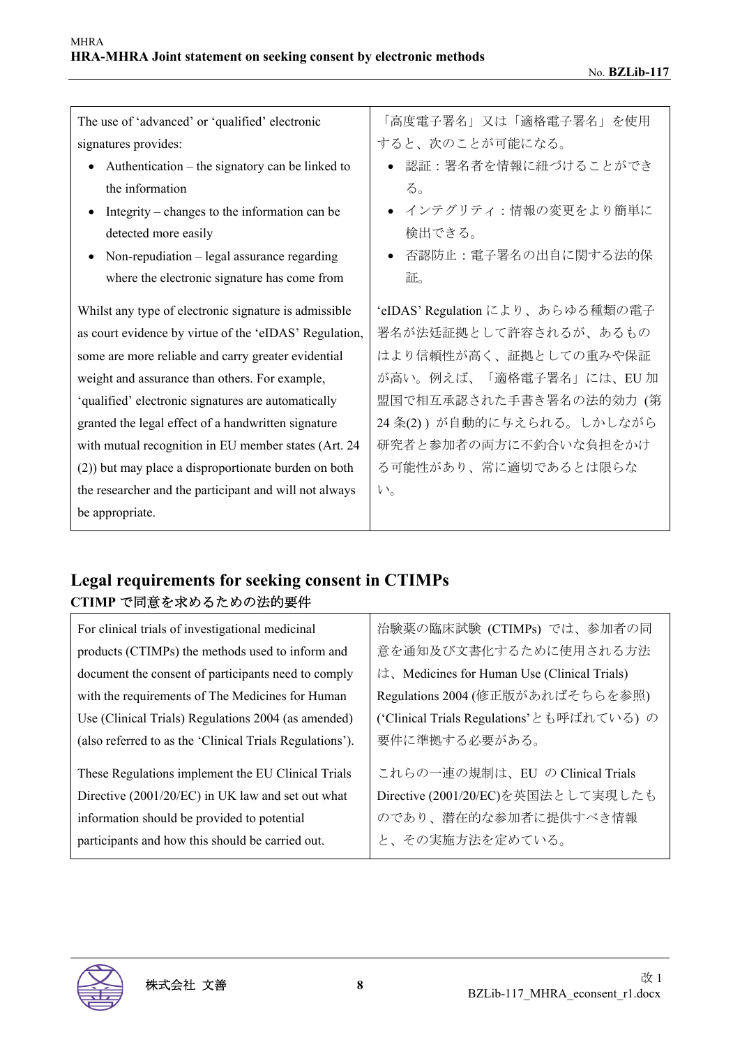| The use of 'advanced' or 'qualified' electronic signatures provides:<br>• Authentication – the signatory can be linked to the information<br>• Integrity – changes to the information can be detected more easily<br>• Non-repudiation – legal assurance regarding where the electronic signature has come from | 「高度電子署名」又は「適格電子署名」を使用すると、次のことが可能になる。<br>• 認証：署名者を情報に紐づけることができる。<br>• インテグリティ：情報の変更をより簡単に検出できる。<br>• 否認防止：電子署名の出自に関する法的保証。 |
|---|---|
| Whilst any type of electronic signature is admissible as court evidence by virtue of the 'eIDAS' Regulation, some are more reliable and carry greater evidential weight and assurance than others. For example, 'qualified' electronic signatures are automatically granted the legal effect of a handwritten signature with mutual recognition in EU member states (Art. 24 (2)) but may place a disproportionate burden on both the researcher and the participant and will not always be appropriate. | 'eIDAS' Regulation により、あらゆる種類の電子署名が法廷証拠として許容されるが、あるものはより信頼性が高く、証拠としての重みや保証が高い。例えば、「適格電子署名」には、EU 加盟国で相互承認された手書き署名の法的効力 (第 24 条(2) ) が自動的に与えられる。しかしながら研究者と参加者の両方に不釣合いな負担をかける可能性があり、常に適切であるとは限らない。 |

## Legal requirements for seeking consent in CTIMPs

### CTIMP で同意を求めるための法的要件

| For clinical trials of investigational medicinal products (CTIMPs) the methods used to inform and document the consent of participants need to comply with the requirements of The Medicines for Human Use (Clinical Trials) Regulations 2004 (as amended) (also referred to as the 'Clinical Trials Regulations'). | 治験薬の臨床試験 (CTIMPs) では、参加者の同意を通知及び文書化するために使用される方法は、Medicines for Human Use (Clinical Trials) Regulations 2004 (修正版があればそちらを参照) ('Clinical Trials Regulations'とも呼ばれている) の要件に準拠する必要がある。 |
|---|---|
| These Regulations implement the EU Clinical Trials Directive (2001/20/EC) in UK law and set out what information should be provided to potential participants and how this should be carried out. | これらの一連の規制は、EU の Clinical Trials Directive (2001/20/EC)を英国法として実現したものであり、潜在的な参加者に提供すべき情報と、その実施方法を定めている。 |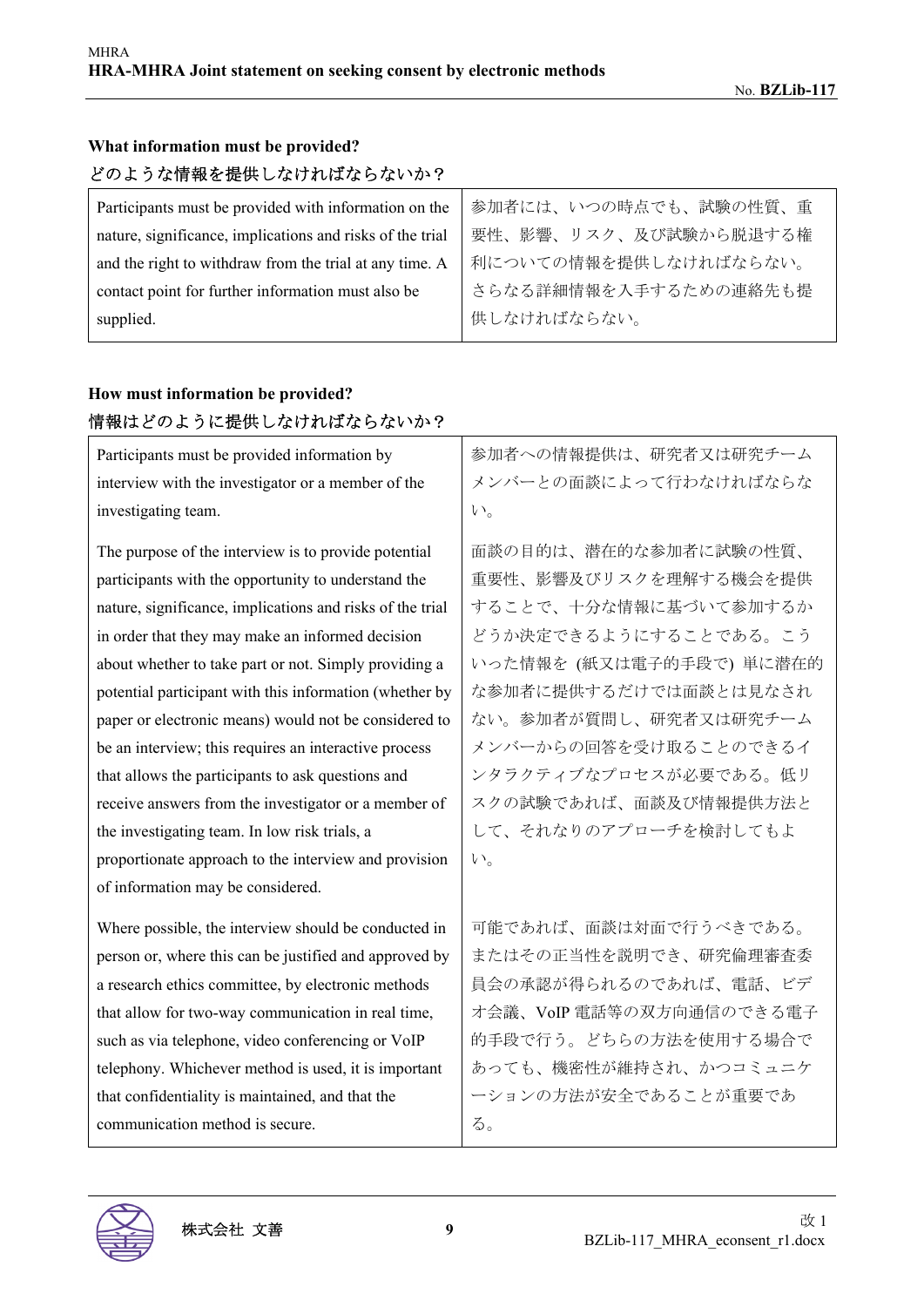**What information must be provided?**
**どのような情報を提供しなければならないか？**

| | |
|---|---|
| Participants must be provided with information on the nature, significance, implications and risks of the trial and the right to withdraw from the trial at any time. A contact point for further information must also be supplied. | 参加者には、いつの時点でも、試験の性質、重要性、影響、リスク、及び試験から脱退する権利についての情報を提供しなければならない。さらなる詳細情報を入手するための連絡先も提供しなければならない。 |

**How must information be provided?**
**情報はどのように提供しなければならないか？**

| | |
|---|---|
| Participants must be provided information by interview with the investigator or a member of the investigating team. | 参加者への情報提供は、研究者又は研究チームメンバーとの面談によって行わなければならない。 |
| The purpose of the interview is to provide potential participants with the opportunity to understand the nature, significance, implications and risks of the trial in order that they may make an informed decision about whether to take part or not. Simply providing a potential participant with this information (whether by paper or electronic means) would not be considered to be an interview; this requires an interactive process that allows the participants to ask questions and receive answers from the investigator or a member of the investigating team. In low risk trials, a proportionate approach to the interview and provision of information may be considered. | 面談の目的は、潜在的な参加者に試験の性質、重要性、影響及びリスクを理解する機会を提供することで、十分な情報に基づいて参加するかどうか決定できるようにすることである。こういった情報を (紙又は電子的手段で) 単に潜在的な参加者に提供するだけでは面談とは見なされない。参加者が質問し、研究者又は研究チームメンバーからの回答を受け取ることのできるインタラクティブなプロセスが必要である。低リスクの試験であれば、面談及び情報提供方法として、それなりのアプローチを検討してもよい。 |
| Where possible, the interview should be conducted in person or, where this can be justified and approved by a research ethics committee, by electronic methods that allow for two-way communication in real time, such as via telephone, video conferencing or VoIP telephony. Whichever method is used, it is important that confidentiality is maintained, and that the communication method is secure. | 可能であれば、面談は対面で行うべきである。またはその正当性を説明でき、研究倫理審査委員会の承認が得られるのであれば、電話、ビデオ会議、VoIP 電話等の双方向通信のできる電子的手段で行う。どちらの方法を使用する場合であっても、機密性が維持され、かつコミュニケーションの方法が安全であることが重要である。 |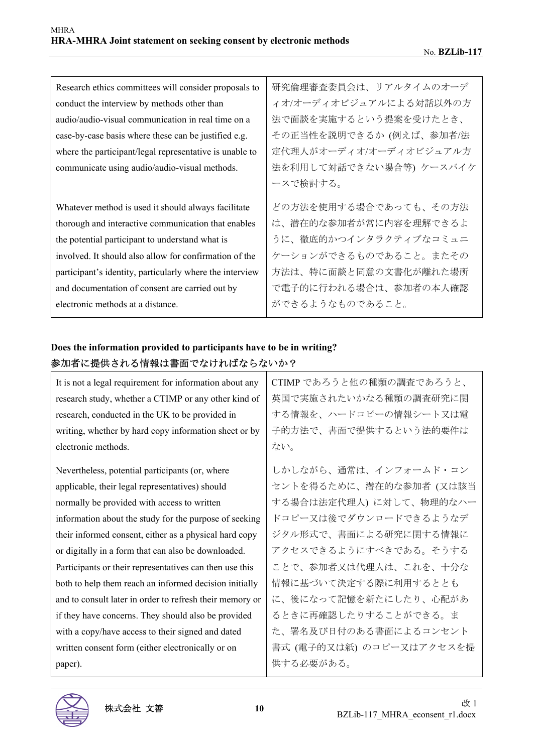| Research ethics committees will consider proposals to conduct the interview by methods other than audio/audio-visual communication in real time on a case-by-case basis where these can be justified e.g. where the participant/legal representative is unable to communicate using audio/audio-visual methods. | 研究倫理審査委員会は、リアルタイムのオーディオ/オーディオビジュアルによる対話以外の方法で面談を実施するという提案を受けたとき、その正当性を説明できるか (例えば、参加者/法定代理人がオーディオ/オーディオビジュアル方法を利用して対話できない場合等) ケースバイケースで検討する。 |
| --- | --- |
| Whatever method is used it should always facilitate thorough and interactive communication that enables the potential participant to understand what is involved. It should also allow for confirmation of the participant's identity, particularly where the interview and documentation of consent are carried out by electronic methods at a distance. | どの方法を使用する場合であっても、その方法は、潜在的な参加者が常に内容を理解できるように、徹底的かつインタラクティブなコミュニケーションができるものであること。またその方法は、特に面談と同意の文書化が離れた場所で電子的に行われる場合は、参加者の本人確認ができるようなものであること。 |

**Does the information provided to participants have to be in writing?**
**参加者に提供される情報は書面でなければならないか？**

| It is not a legal requirement for information about any research study, whether a CTIMP or any other kind of research, conducted in the UK to be provided in writing, whether by hard copy information sheet or by electronic methods. | CTIMP であろうと他の種類の調査であろうと、英国で実施されたいかなる種類の調査研究に関する情報を、ハードコピーの情報シート又は電子的方法で、書面で提供するという法的要件はない。 |
| --- | --- |
| Nevertheless, potential participants (or, where applicable, their legal representatives) should normally be provided with access to written information about the study for the purpose of seeking their informed consent, either as a physical hard copy or digitally in a form that can also be downloaded. Participants or their representatives can then use this both to help them reach an informed decision initially and to consult later in order to refresh their memory or if they have concerns. They should also be provided with a copy/have access to their signed and dated written consent form (either electronically or on paper). | しかしながら、通常は、インフォームド・コンセントを得るために、潜在的な参加者 (又は該当する場合は法定代理人) に対して、物理的なハードコピー又は後でダウンロードできるようなデジタル形式で、書面による研究に関する情報にアクセスできるようにすべきである。そうすることで、参加者又は代理人は、これを、十分な情報に基づいて決定する際に利用するとともに、後になって記憶を新たにしたり、心配があるときに再確認したりすることができる。また、署名及び日付のある書面によるコンセント書式 (電子的又は紙) のコピー又はアクセスを提供する必要がある。 |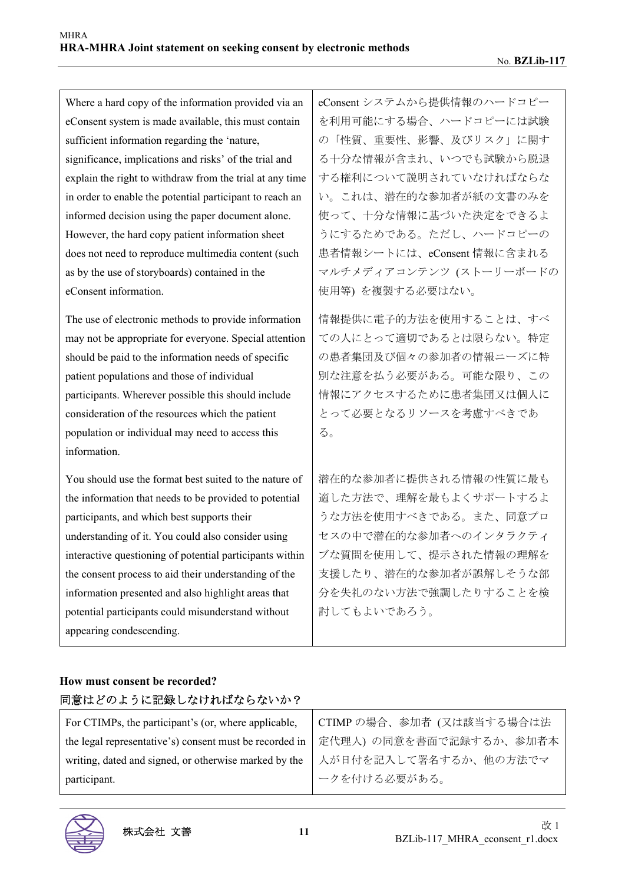| | |
|---|---|
| Where a hard copy of the information provided via an eConsent system is made available, this must contain sufficient information regarding the 'nature, significance, implications and risks' of the trial and explain the right to withdraw from the trial at any time in order to enable the potential participant to reach an informed decision using the paper document alone. However, the hard copy patient information sheet does not need to reproduce multimedia content (such as by the use of storyboards) contained in the eConsent information. | eConsent システムから提供情報のハードコピーを利用可能にする場合、ハードコピーには試験の「性質、重要性、影響、及びリスク」に関する十分な情報が含まれ、いつでも試験から脱退する権利について説明されていなければならない。これは、潜在的な参加者が紙の文書のみを使って、十分な情報に基づいた決定をできるようにするためである。ただし、ハードコピーの患者情報シートには、eConsent 情報に含まれるマルチメディアコンテンツ (ストーリーボードの使用等) を複製する必要はない。 |
| The use of electronic methods to provide information may not be appropriate for everyone. Special attention should be paid to the information needs of specific patient populations and those of individual participants. Wherever possible this should include consideration of the resources which the patient population or individual may need to access this information. | 情報提供に電子的方法を使用することは、すべての人にとって適切であるとは限らない。特定の患者集団及び個々の参加者の情報ニーズに特別な注意を払う必要がある。可能な限り、この情報にアクセスするために患者集団又は個人にとって必要となるリソースを考慮すべきである。 |
| You should use the format best suited to the nature of the information that needs to be provided to potential participants, and which best supports their understanding of it. You could also consider using interactive questioning of potential participants within the consent process to aid their understanding of the information presented and also highlight areas that potential participants could misunderstand without appearing condescending. | 潜在的な参加者に提供される情報の性質に最も適した方法で、理解を最もよくサポートするような方法を使用すべきである。また、同意プロセスの中で潜在的な参加者へのインタラクティブな質問を使用して、提示された情報の理解を支援したり、潜在的な参加者が誤解しそうな部分を失礼のない方法で強調したりすることを検討してもよいであろう。 |

**How must consent be recorded?**

**同意はどのように記録しなければならないか？**

| | |
|---|---|
| For CTIMPs, the participant's (or, where applicable, the legal representative's) consent must be recorded in writing, dated and signed, or otherwise marked by the participant. | CTIMP の場合、参加者 (又は該当する場合は法定代理人) の同意を書面で記録するか、参加者本人が日付を記入して署名するか、他の方法でマークを付ける必要がある。 |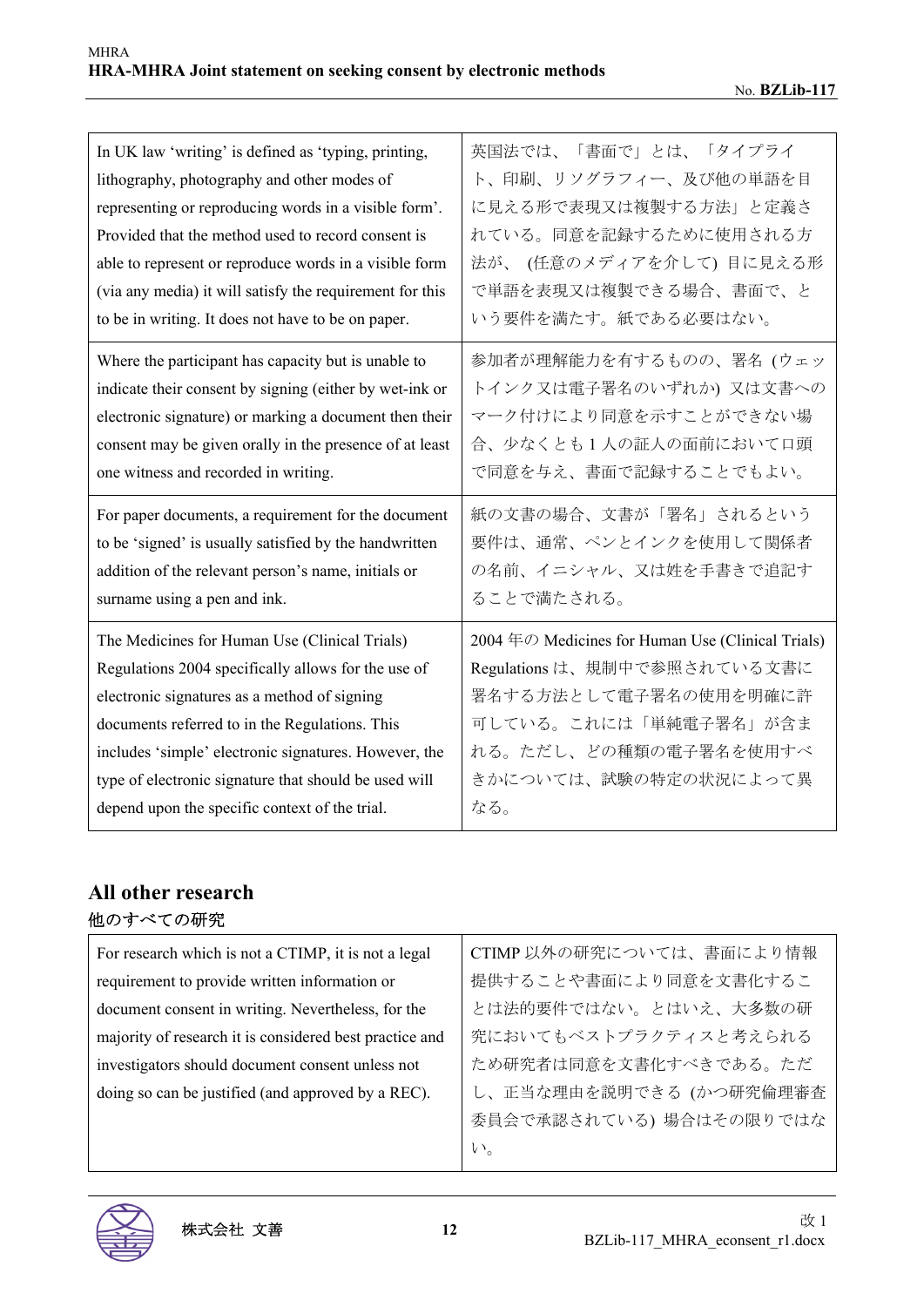| In UK law ‘writing’ is defined as ‘typing, printing, lithography, photography and other modes of representing or reproducing words in a visible form’. Provided that the method used to record consent is able to represent or reproduce words in a visible form (via any media) it will satisfy the requirement for this to be in writing. It does not have to be on paper. | 英国法では、「書面で」とは、「タイプライト、印刷、リソグラフィー、及び他の単語を目に見える形で表現又は複製する方法」と定義されている。同意を記録するために使用される方法が、 (任意のメディアを介して) 目に見える形で単語を表現又は複製できる場合、書面で、という要件を満たす。紙である必要はない。 |
|---|---|
| Where the participant has capacity but is unable to indicate their consent by signing (either by wet-ink or electronic signature) or marking a document then their consent may be given orally in the presence of at least one witness and recorded in writing. | 参加者が理解能力を有するものの、署名 (ウェットインク又は電子署名のいずれか) 又は文書へのマーク付けにより同意を示すことができない場合、少なくとも 1 人の証人の面前において口頭で同意を与え、書面で記録することでもよい。 |
| For paper documents, a requirement for the document to be ‘signed’ is usually satisfied by the handwritten addition of the relevant person’s name, initials or surname using a pen and ink. | 紙の文書の場合、文書が「署名」されるという要件は、通常、ペンとインクを使用して関係者の名前、イニシャル、又は姓を手書きで追記することで満たされる。 |
| The Medicines for Human Use (Clinical Trials) Regulations 2004 specifically allows for the use of electronic signatures as a method of signing documents referred to in the Regulations. This includes ‘simple’ electronic signatures. However, the type of electronic signature that should be used will depend upon the specific context of the trial. | 2004 年の Medicines for Human Use (Clinical Trials) Regulations は、規制中で参照されている文書に署名する方法として電子署名の使用を明確に許可している。これには「単純電子署名」が含まれる。ただし、どの種類の電子署名を使用すべきかについては、試験の特定の状況によって異なる。 |

## All other research

### 他のすべての研究

| For research which is not a CTIMP, it is not a legal requirement to provide written information or document consent in writing. Nevertheless, for the majority of research it is considered best practice and investigators should document consent unless not doing so can be justified (and approved by a REC). | CTIMP 以外の研究については、書面により情報提供することや書面により同意を文書化することは法的要件ではない。とはいえ、大多数の研究においてもベストプラクティスと考えられるため研究者は同意を文書化すべきである。ただし、正当な理由を説明できる (かつ研究倫理審査委員会で承認されている) 場合はその限りではない。 |
|---|---|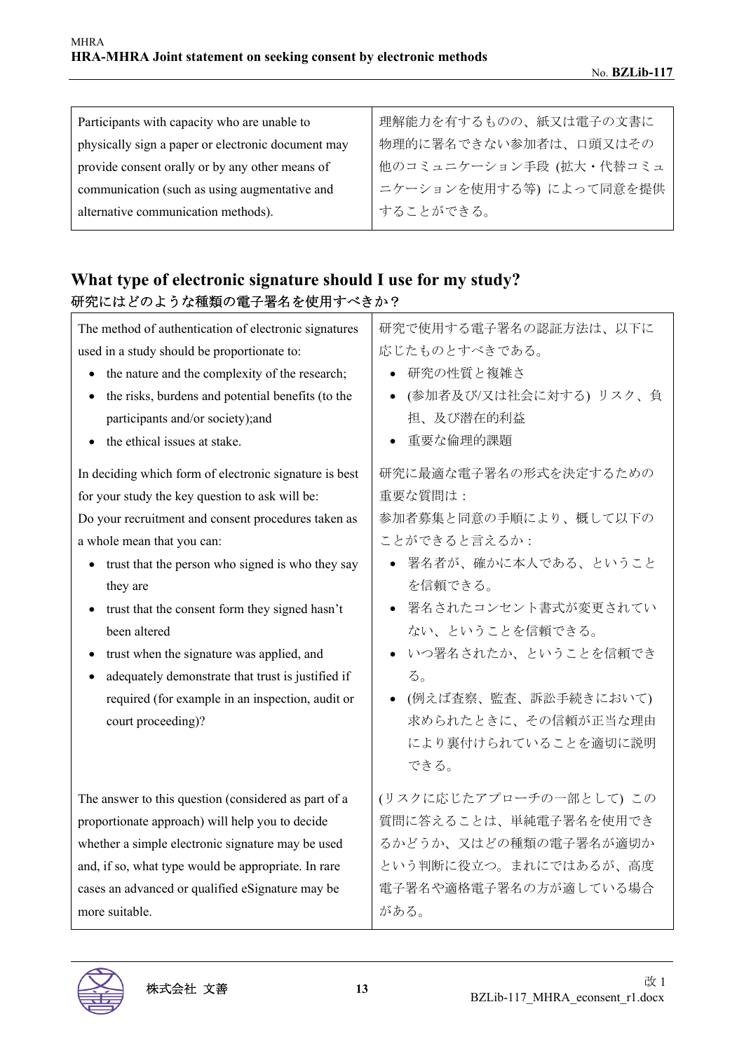| Participants with capacity who are unable to physically sign a paper or electronic document may provide consent orally or by any other means of communication (such as using augmentative and alternative communication methods). | 理解能力を有するものの、紙又は電子の文書に物理的に署名できない参加者は、口頭又はその他のコミュニケーション手段 (拡大・代替コミュニケーションを使用する等) によって同意を提供することができる。 |
|---|---|

## What type of electronic signature should I use for my study?
## 研究にはどのような種類の電子署名を使用すべきか？

| The method of authentication of electronic signatures used in a study should be proportionate to:<br>• the nature and the complexity of the research;<br>• the risks, burdens and potential benefits (to the participants and/or society);and<br>• the ethical issues at stake. | 研究で使用する電子署名の認証方法は、以下に応じたものとすべきである。<br>• 研究の性質と複雑さ<br>• (参加者及び/又は社会に対する) リスク、負担、及び潜在的利益<br>• 重要な倫理的課題 |
|---|---|
| In deciding which form of electronic signature is best for your study the key question to ask will be:<br>Do your recruitment and consent procedures taken as a whole mean that you can:<br>• trust that the person who signed is who they say they are<br>• trust that the consent form they signed hasn't been altered<br>• trust when the signature was applied, and<br>• adequately demonstrate that trust is justified if required (for example in an inspection, audit or court proceeding)? | 研究に最適な電子署名の形式を決定するための重要な質問は：<br>参加者募集と同意の手順により、概して以下のことができると言えるか：<br>• 署名者が、確かに本人である、ということを信頼できる。<br>• 署名されたコンセント書式が変更されていない、ということを信頼できる。<br>• いつ署名されたか、ということを信頼できる。<br>• (例えば査察、監査、訴訟手続きにおいて) 求められたときに、その信頼が正当な理由により裏付けられていることを適切に説明できる。 |
| The answer to this question (considered as part of a proportionate approach) will help you to decide whether a simple electronic signature may be used and, if so, what type would be appropriate. In rare cases an advanced or qualified eSignature may be more suitable. | (リスクに応じたアプローチの一部として) この質問に答えることは、単純電子署名を使用できるかどうか、又はどの種類の電子署名が適切かという判断に役立つ。まれにではあるが、高度電子署名や適格電子署名の方が適している場合がある。 |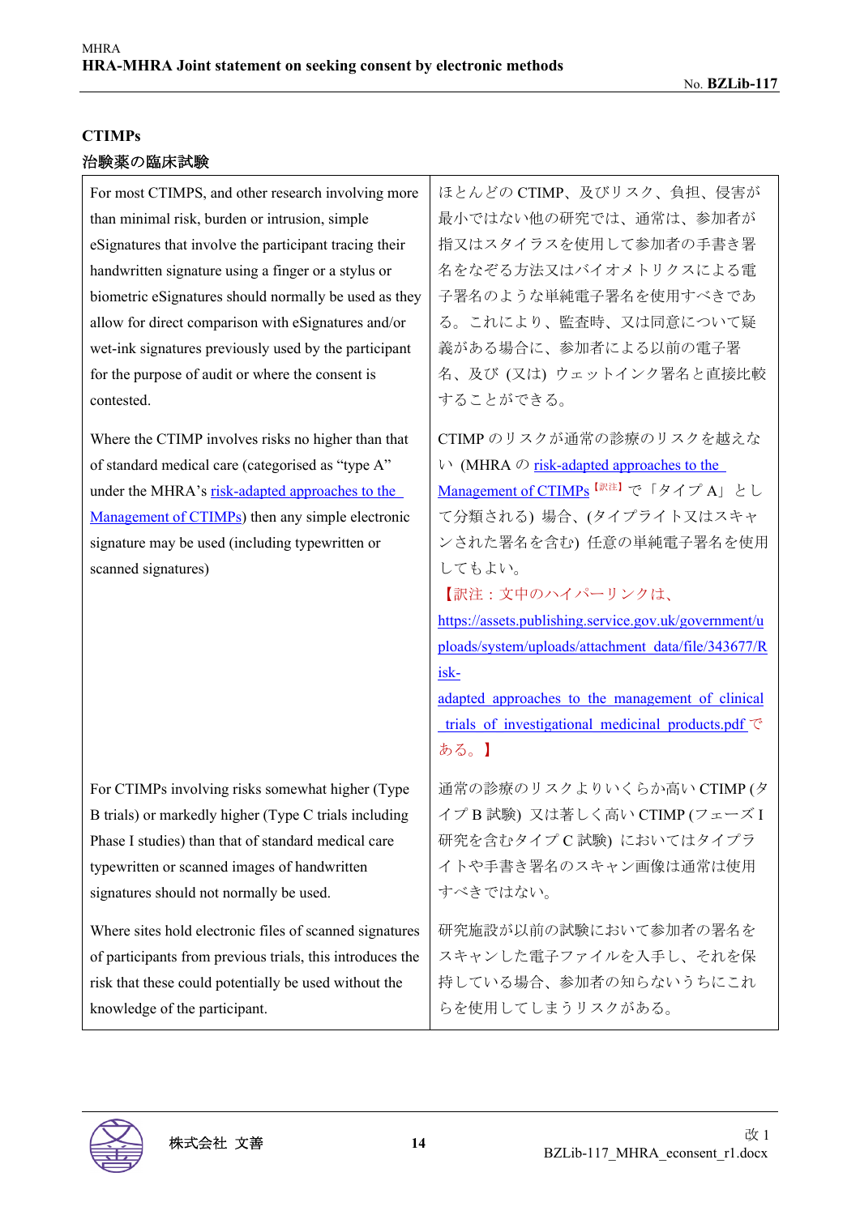**CTIMPs**

**治験薬の臨床試験**

| | |
|---|---|
| For most CTIMPS, and other research involving more than minimal risk, burden or intrusion, simple eSignatures that involve the participant tracing their handwritten signature using a finger or a stylus or biometric eSignatures should normally be used as they allow for direct comparison with eSignatures and/or wet-ink signatures previously used by the participant for the purpose of audit or where the consent is contested. | ほとんどの CTIMP、及びリスク、負担、侵害が最小ではない他の研究では、通常は、参加者が指又はスタイラスを使用して参加者の手書き署名をなぞる方法又はバイオメトリクスによる電子署名のような単純電子署名を使用すべきである。これにより、監査時、又は同意について疑義がある場合に、参加者による以前の電子署名、及び (又は) ウェットインク署名と直接比較することができる。 |
| Where the CTIMP involves risks no higher than that of standard medical care (categorised as "type A" under the MHRA's risk-adapted approaches to the Management of CTIMPs) then any simple electronic signature may be used (including typewritten or scanned signatures) | CTIMP のリスクが通常の診療のリスクを越えない (MHRA の risk-adapted approaches to the Management of CTIMPs【訳注】で「タイプ A」として分類される) 場合、(タイプライト又はスキャンされた署名を含む) 任意の単純電子署名を使用してもよい。<br>【訳注：文中のハイパーリンクは、https://assets.publishing.service.gov.uk/government/uploads/system/uploads/attachment_data/file/343677/Risk-adapted_approaches_to_the_management_of_clinical_trials_of_investigational_medicinal_products.pdf である。】 |
| For CTIMPs involving risks somewhat higher (Type B trials) or markedly higher (Type C trials including Phase I studies) than that of standard medical care typewritten or scanned images of handwritten signatures should not normally be used. | 通常の診療のリスクよりいくらか高い CTIMP (タイプ B 試験) 又は著しく高い CTIMP (フェーズ I 研究を含むタイプ C 試験) においてはタイプライトや手書き署名のスキャン画像は通常は使用すべきではない。 |
| Where sites hold electronic files of scanned signatures of participants from previous trials, this introduces the risk that these could potentially be used without the knowledge of the participant. | 研究施設が以前の試験において参加者の署名をスキャンした電子ファイルを入手し、それを保持している場合、参加者の知らないうちにこれらを使用してしまうリスクがある。 |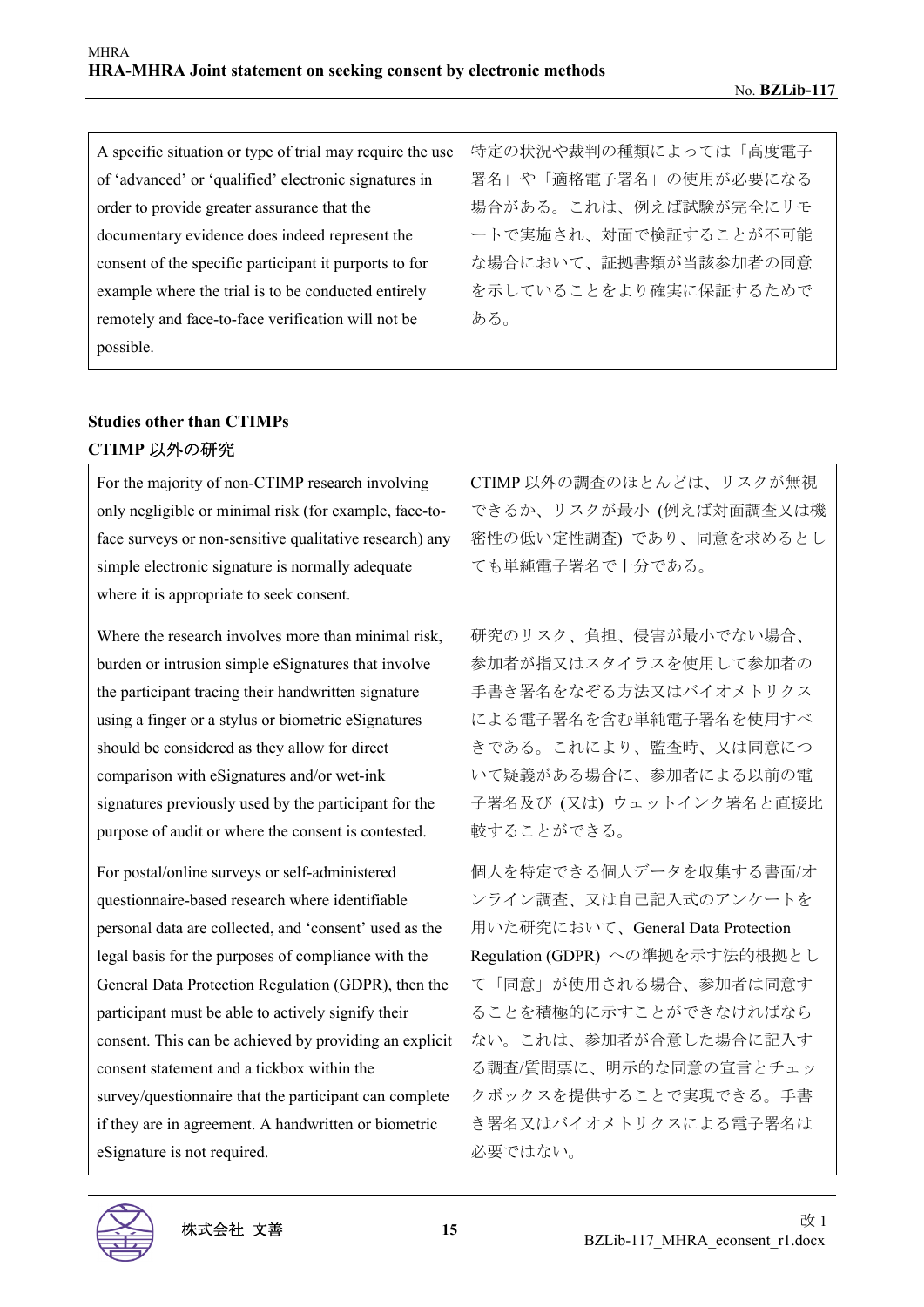| A specific situation or type of trial may require the use of ‘advanced’ or ‘qualified’ electronic signatures in order to provide greater assurance that the documentary evidence does indeed represent the consent of the specific participant it purports to for example where the trial is to be conducted entirely remotely and face-to-face verification will not be possible. | 特定の状況や裁判の種類によっては「高度電子署名」や「適格電子署名」の使用が必要になる場合がある。これは、例えば試験が完全にリモートで実施され、対面で検証することが不可能な場合において、証拠書類が当該参加者の同意を示していることをより確実に保証するためである。 |
| --- | --- |

**Studies other than CTIMPs**

**CTIMP 以外の研究**

| For the majority of non-CTIMP research involving only negligible or minimal risk (for example, face-to-face surveys or non-sensitive qualitative research) any simple electronic signature is normally adequate where it is appropriate to seek consent.<br><br>Where the research involves more than minimal risk, burden or intrusion simple eSignatures that involve the participant tracing their handwritten signature using a finger or a stylus or biometric eSignatures should be considered as they allow for direct comparison with eSignatures and/or wet-ink signatures previously used by the participant for the purpose of audit or where the consent is contested.<br><br>For postal/online surveys or self-administered questionnaire-based research where identifiable personal data are collected, and ‘consent’ used as the legal basis for the purposes of compliance with the General Data Protection Regulation (GDPR), then the participant must be able to actively signify their consent. This can be achieved by providing an explicit consent statement and a tickbox within the survey/questionnaire that the participant can complete if they are in agreement. A handwritten or biometric eSignature is not required. | CTIMP 以外の調査のほとんどは、リスクが無視できるか、リスクが最小 (例えば対面調査又は機密性の低い定性調査) であり、同意を求めるとしても単純電子署名で十分である。<br><br>研究のリスク、負担、侵害が最小でない場合、参加者が指又はスタイラスを使用して参加者の手書き署名をなぞる方法又はバイオメトリクスによる電子署名を含む単純電子署名を使用すべきである。これにより、監査時、又は同意について疑義がある場合に、参加者による以前の電子署名及び (又は) ウェットインク署名と直接比較することができる。<br><br>個人を特定できる個人データを収集する書面/オンライン調査、又は自己記入式のアンケートを用いた研究において、General Data Protection Regulation (GDPR) への準拠を示す法的根拠として「同意」が使用される場合、参加者は同意することを積極的に示すことができなければならない。これは、参加者が合意した場合に記入する調査/質問票に、明示的な同意の宣言とチェックボックスを提供することで実現できる。手書き署名又はバイオメトリクスによる電子署名は必要ではない。 |
| --- | --- |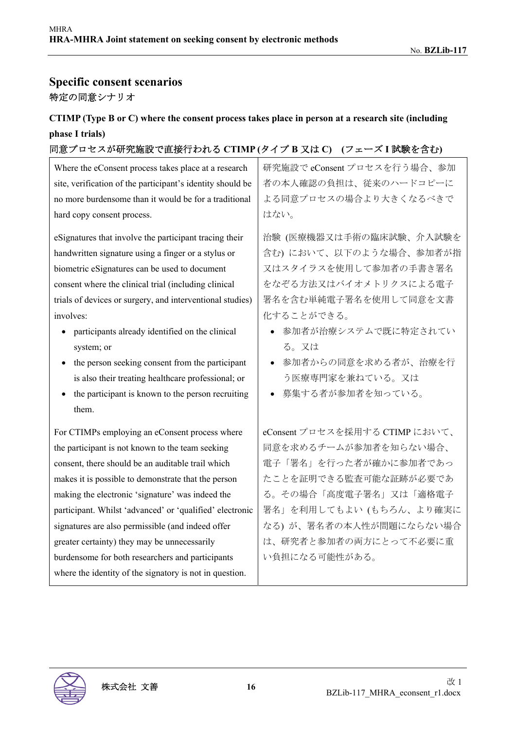## Specific consent scenarios

特定の同意シナリオ

### CTIMP (Type B or C) where the consent process takes place in person at a research site (including phase I trials)

### 同意プロセスが研究施設で直接行われる CTIMP (タイプ B 又は C) (フェーズ I 試験を含む)

| Where the eConsent process takes place at a research site, verification of the participant's identity should be no more burdensome than it would be for a traditional hard copy consent process. | 研究施設で eConsent プロセスを行う場合、参加者の本人確認の負担は、従来のハードコピーによる同意プロセスの場合より大きくなるべきではない。 |
|---|---|
| eSignatures that involve the participant tracing their handwritten signature using a finger or a stylus or biometric eSignatures can be used to document consent where the clinical trial (including clinical trials of devices or surgery, and interventional studies) involves:<br>• participants already identified on the clinical system; or<br>• the person seeking consent from the participant is also their treating healthcare professional; or<br>• the participant is known to the person recruiting them. | 治験 (医療機器又は手術の臨床試験、介入試験を含む) において、以下のような場合、参加者が指又はスタイラスを使用して参加者の手書き署名をなぞる方法又はバイオメトリクスによる電子署名を含む単純電子署名を使用して同意を文書化することができる。<br>• 参加者が治療システムで既に特定されている。又は<br>• 参加者からの同意を求める者が、治療を行う医療専門家を兼ねている。又は<br>• 募集する者が参加者を知っている。 |
| For CTIMPs employing an eConsent process where the participant is not known to the team seeking consent, there should be an auditable trail which makes it possible to demonstrate that the person making the electronic 'signature' was indeed the participant. Whilst 'advanced' or 'qualified' electronic signatures are also permissible (and indeed offer greater certainty) they may be unnecessarily burdensome for both researchers and participants where the identity of the signatory is not in question. | eConsent プロセスを採用する CTIMP において、同意を求めるチームが参加者を知らない場合、電子「署名」を行った者が確かに参加者であったことを証明できる監査可能な証跡が必要である。その場合「高度電子署名」又は「適格電子署名」を利用してもよい (もちろん、より確実になる) が、署名者の本人性が問題にならない場合は、研究者と参加者の両方にとって不必要に重い負担になる可能性がある。 |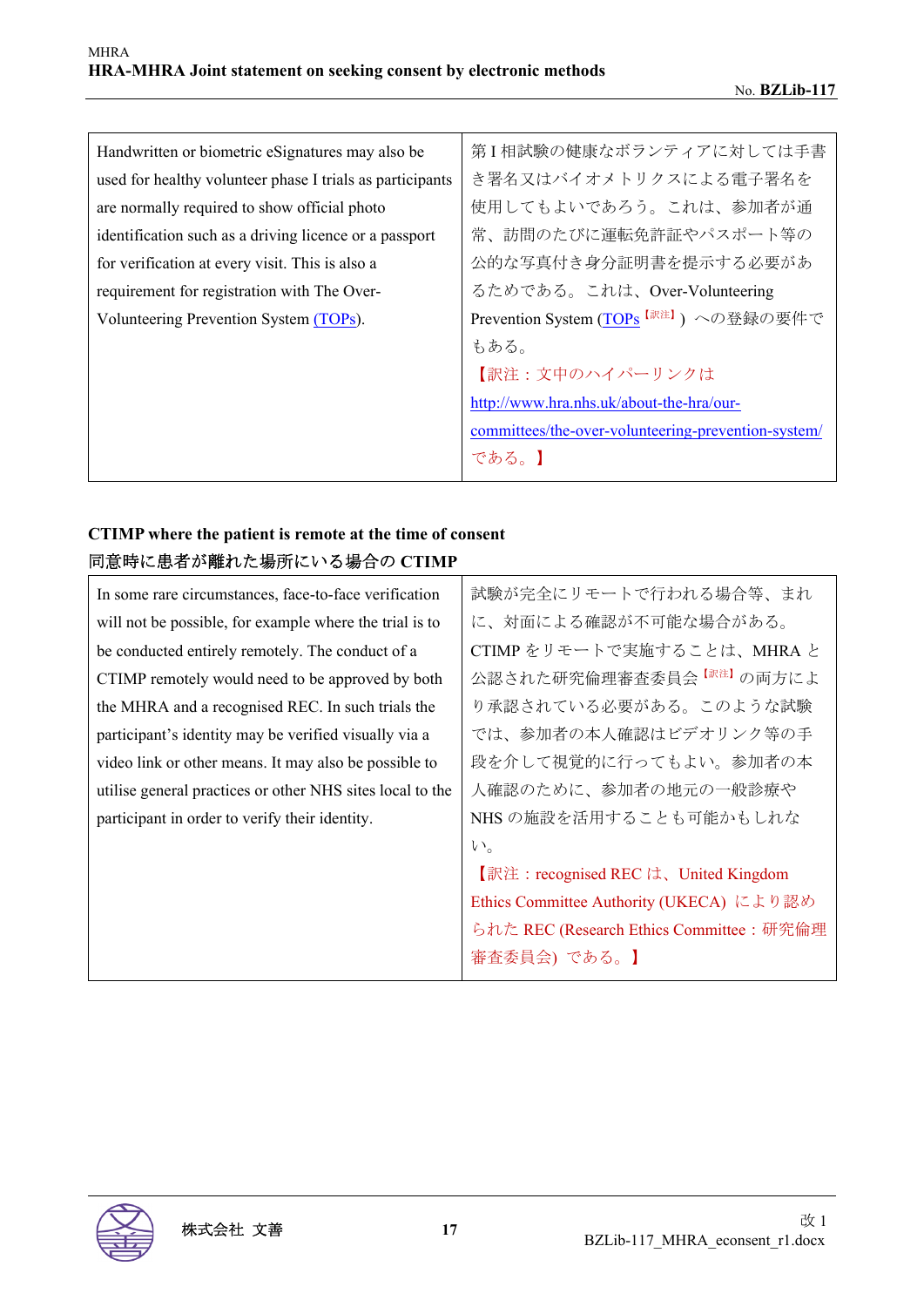| Handwritten or biometric eSignatures may also be used for healthy volunteer phase I trials as participants are normally required to show official photo identification such as a driving licence or a passport for verification at every visit. This is also a requirement for registration with The Over-Volunteering Prevention System (TOPs). | 第 I 相試験の健康なボランティアに対しては手書き署名又はバイオメトリクスによる電子署名を使用してもよいであろう。これは、参加者が通常、訪問のたびに運転免許証やパスポート等の公的な写真付き身分証明書を提示する必要があるためである。これは、Over-Volunteering Prevention System (TOPs【訳注】) への登録の要件でもある。<br>【訳注：文中のハイパーリンクは http://www.hra.nhs.uk/about-the-hra/our-committees/the-over-volunteering-prevention-system/ である。】 |
|---|---|

**CTIMP where the patient is remote at the time of consent**

**同意時に患者が離れた場所にいる場合の CTIMP**

| In some rare circumstances, face-to-face verification will not be possible, for example where the trial is to be conducted entirely remotely. The conduct of a CTIMP remotely would need to be approved by both the MHRA and a recognised REC. In such trials the participant's identity may be verified visually via a video link or other means. It may also be possible to utilise general practices or other NHS sites local to the participant in order to verify their identity. | 試験が完全にリモートで行われる場合等、まれに、対面による確認が不可能な場合がある。CTIMP をリモートで実施することは、MHRA と公認された研究倫理審査委員会【訳注】の両方により承認されている必要がある。このような試験では、参加者の本人確認はビデオリンク等の手段を介して視覚的に行ってもよい。参加者の本人確認のために、参加者の地元の一般診療や NHS の施設を活用することも可能かもしれない。<br>【訳注：recognised REC は、United Kingdom Ethics Committee Authority (UKECA) により認められた REC (Research Ethics Committee：研究倫理審査委員会) である。】 |
|---|---|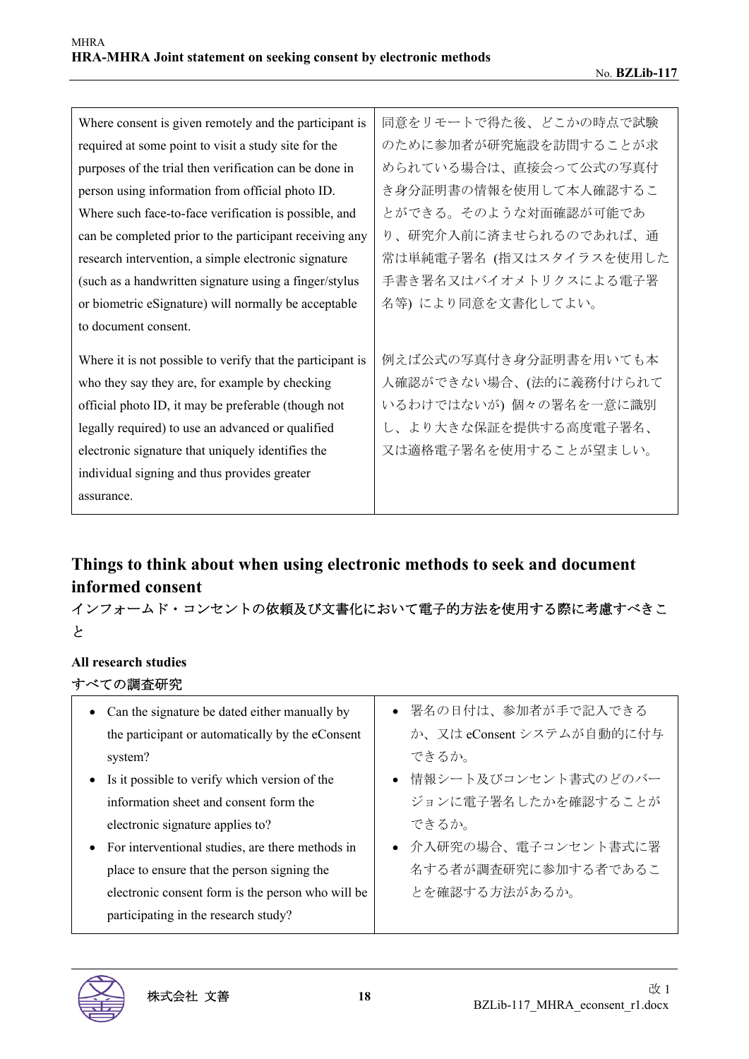| | |
|---|---|
| Where consent is given remotely and the participant is required at some point to visit a study site for the purposes of the trial then verification can be done in person using information from official photo ID. Where such face-to-face verification is possible, and can be completed prior to the participant receiving any research intervention, a simple electronic signature (such as a handwritten signature using a finger/stylus or biometric eSignature) will normally be acceptable to document consent. | 同意をリモートで得た後、どこかの時点で試験のために参加者が研究施設を訪問することが求められている場合は、直接会って公式の写真付き身分証明書の情報を使用して本人確認することができる。そのような対面確認が可能であり、研究介入前に済ませられるのであれば、通常は単純電子署名 (指又はスタイラスを使用した手書き署名又はバイオメトリクスによる電子署名等) により同意を文書化してよい。 |
| Where it is not possible to verify that the participant is who they say they are, for example by checking official photo ID, it may be preferable (though not legally required) to use an advanced or qualified electronic signature that uniquely identifies the individual signing and thus provides greater assurance. | 例えば公式の写真付き身分証明書を用いても本人確認ができない場合、(法的に義務付けられているわけではないが) 個々の署名を一意に識別し、より大きな保証を提供する高度電子署名、又は適格電子署名を使用することが望ましい。 |

## Things to think about when using electronic methods to seek and document informed consent

## インフォームド・コンセントの依頼及び文書化において電子的方法を使用する際に考慮すべきこと

### All research studies

### すべての調査研究

| | |
|---|---|
| • Can the signature be dated either manually by the participant or automatically by the eConsent system?<br>• Is it possible to verify which version of the information sheet and consent form the electronic signature applies to?<br>• For interventional studies, are there methods in place to ensure that the person signing the electronic consent form is the person who will be participating in the research study? | • 署名の日付は、参加者が手で記入できるか、又は eConsent システムが自動的に付与できるか。<br>• 情報シート及びコンセント書式のどのバージョンに電子署名したかを確認することができるか。<br>• 介入研究の場合、電子コンセント書式に署名する者が調査研究に参加する者であることを確認する方法があるか。 |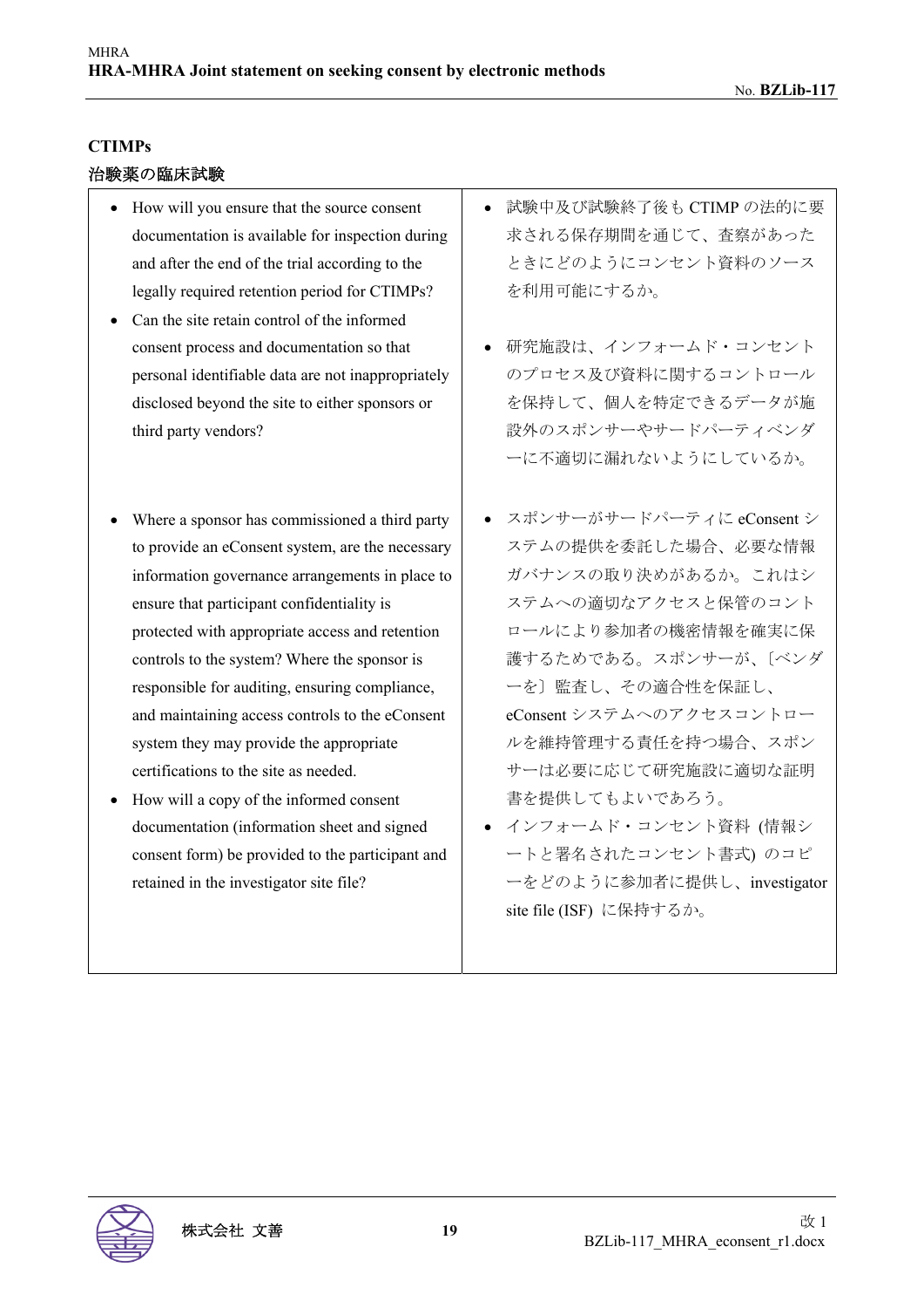## CTIMPs

## 治験薬の臨床試験

| | |
|---|---|
| • How will you ensure that the source consent documentation is available for inspection during and after the end of the trial according to the legally required retention period for CTIMPs?<br>• Can the site retain control of the informed consent process and documentation so that personal identifiable data are not inappropriately disclosed beyond the site to either sponsors or third party vendors?<br><br>• Where a sponsor has commissioned a third party to provide an eConsent system, are the necessary information governance arrangements in place to ensure that participant confidentiality is protected with appropriate access and retention controls to the system? Where the sponsor is responsible for auditing, ensuring compliance, and maintaining access controls to the eConsent system they may provide the appropriate certifications to the site as needed.<br>• How will a copy of the informed consent documentation (information sheet and signed consent form) be provided to the participant and retained in the investigator site file? | • 試験中及び試験終了後もCTIMPの法的に要求される保存期間を通じて、査察があったときにどのようにコンセント資料のソースを利用可能にするか。<br><br>• 研究施設は、インフォームド・コンセントのプロセス及び資料に関するコントロールを保持して、個人を特定できるデータが施設外のスポンサーやサードパーティベンダーに不適切に漏れないようにしているか。<br><br>• スポンサーがサードパーティにeConsentシステムの提供を委託した場合、必要な情報ガバナンスの取り決めがあるか。これはシステムへの適切なアクセスと保管のコントロールにより参加者の機密情報を確実に保護するためである。スポンサーが、〔ベンダーを〕監査し、その適合性を保証し、eConsentシステムへのアクセスコントロールを維持管理する責任を持つ場合、スポンサーは必要に応じて研究施設に適切な証明書を提供してもよいであろう。<br>• インフォームド・コンセント資料 (情報シートと署名されたコンセント書式) のコピーをどのように参加者に提供し、investigator site file (ISF) に保持するか。 |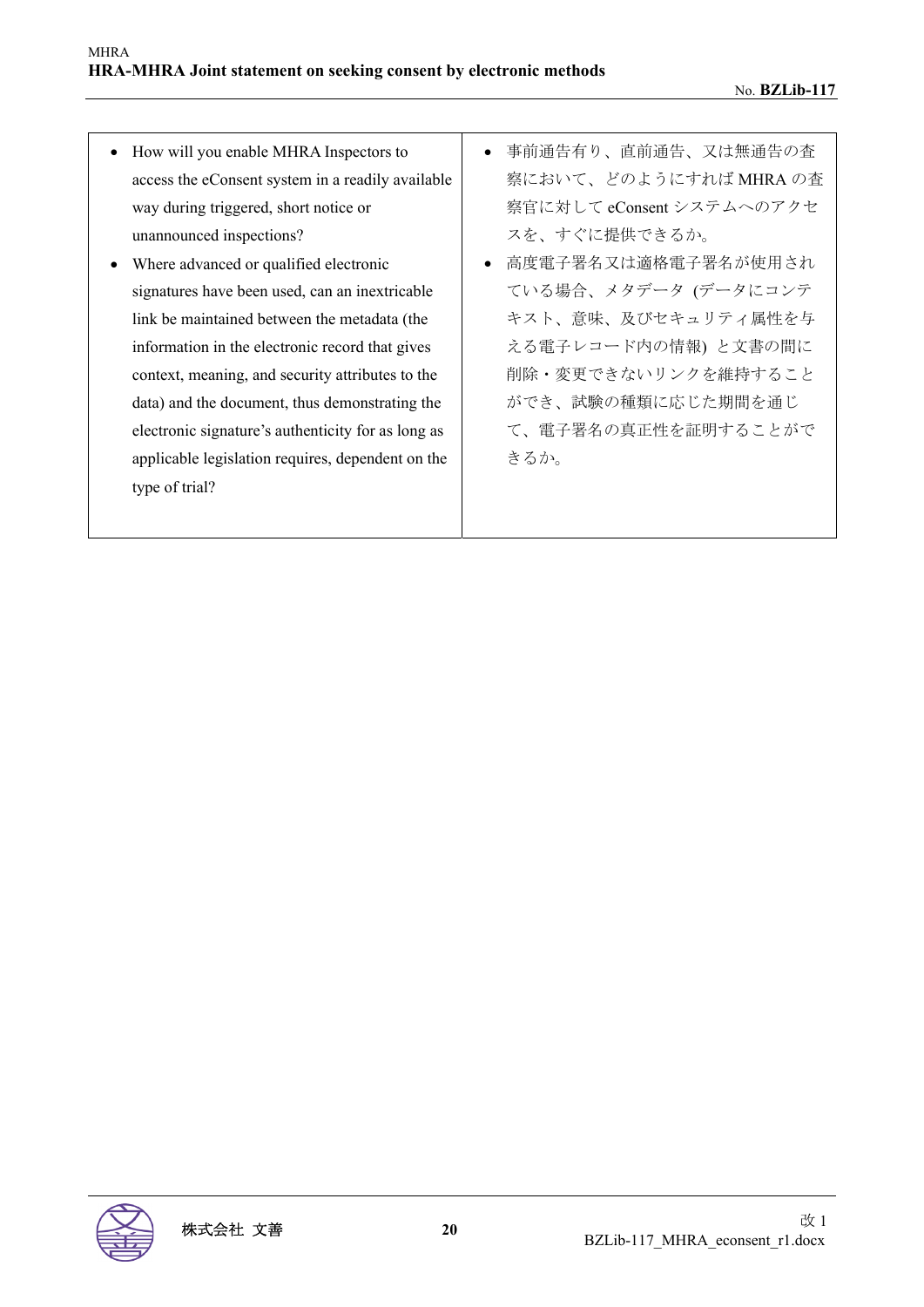| | |
|---|---|
| • How will you enable MHRA Inspectors to access the eConsent system in a readily available way during triggered, short notice or unannounced inspections?<br>• Where advanced or qualified electronic signatures have been used, can an inextricable link be maintained between the metadata (the information in the electronic record that gives context, meaning, and security attributes to the data) and the document, thus demonstrating the electronic signature's authenticity for as long as applicable legislation requires, dependent on the type of trial? | • 事前通告有り、直前通告、又は無通告の査察において、どのようにすればMHRAの査察官に対してeConsentシステムへのアクセスを、すぐに提供できるか。<br>• 高度電子署名又は適格電子署名が使用されている場合、メタデータ (データにコンテキスト、意味、及びセキュリティ属性を与える電子レコード内の情報) と文書の間に削除・変更できないリンクを維持することができ、試験の種類に応じた期間を通じて、電子署名の真正性を証明することができるか。 |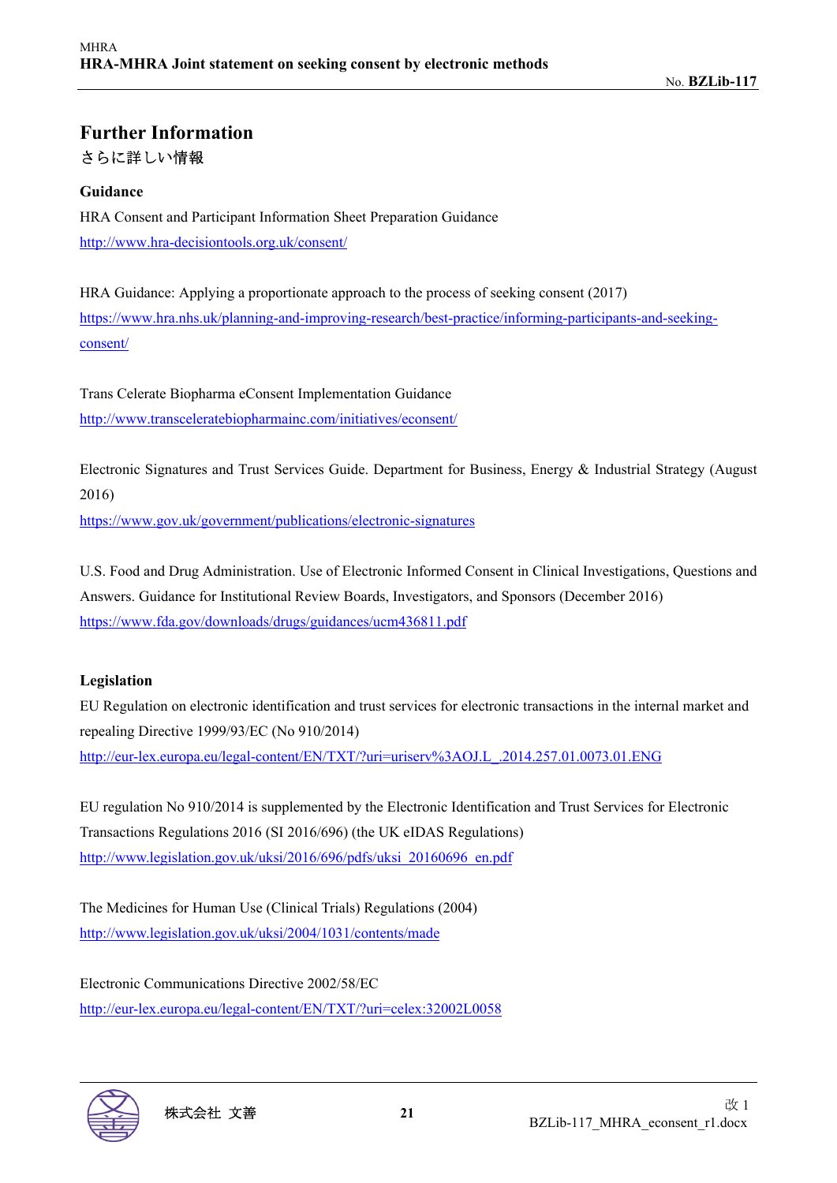# Further Information

さらに詳しい情報

**Guidance**

HRA Consent and Participant Information Sheet Preparation Guidance

http://www.hra-decisiontools.org.uk/consent/

HRA Guidance: Applying a proportionate approach to the process of seeking consent (2017)

https://www.hra.nhs.uk/planning-and-improving-research/best-practice/informing-participants-and-seeking-consent/

Trans Celerate Biopharma eConsent Implementation Guidance

http://www.transceleratebiopharmainc.com/initiatives/econsent/

Electronic Signatures and Trust Services Guide. Department for Business, Energy & Industrial Strategy (August 2016)

https://www.gov.uk/government/publications/electronic-signatures

U.S. Food and Drug Administration. Use of Electronic Informed Consent in Clinical Investigations, Questions and Answers. Guidance for Institutional Review Boards, Investigators, and Sponsors (December 2016)

https://www.fda.gov/downloads/drugs/guidances/ucm436811.pdf

**Legislation**

EU Regulation on electronic identification and trust services for electronic transactions in the internal market and repealing Directive 1999/93/EC (No 910/2014)

http://eur-lex.europa.eu/legal-content/EN/TXT/?uri=uriserv%3AOJ.L_.2014.257.01.0073.01.ENG

EU regulation No 910/2014 is supplemented by the Electronic Identification and Trust Services for Electronic Transactions Regulations 2016 (SI 2016/696) (the UK eIDAS Regulations)

http://www.legislation.gov.uk/uksi/2016/696/pdfs/uksi_20160696_en.pdf

The Medicines for Human Use (Clinical Trials) Regulations (2004)

http://www.legislation.gov.uk/uksi/2004/1031/contents/made

Electronic Communications Directive 2002/58/EC

http://eur-lex.europa.eu/legal-content/EN/TXT/?uri=celex:32002L0058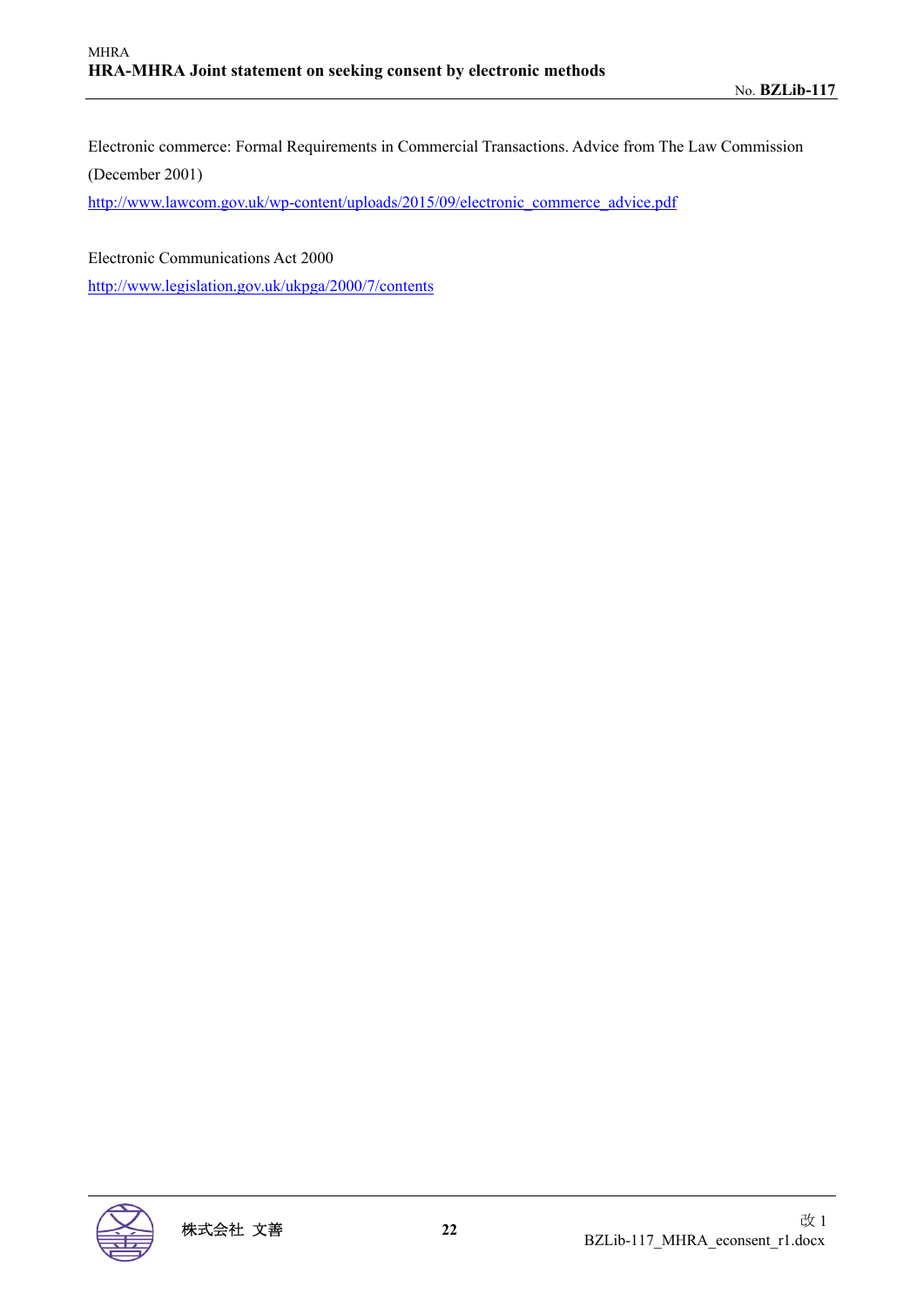Electronic commerce: Formal Requirements in Commercial Transactions. Advice from The Law Commission (December 2001)

http://www.lawcom.gov.uk/wp-content/uploads/2015/09/electronic_commerce_advice.pdf

Electronic Communications Act 2000

http://www.legislation.gov.uk/ukpga/2000/7/contents